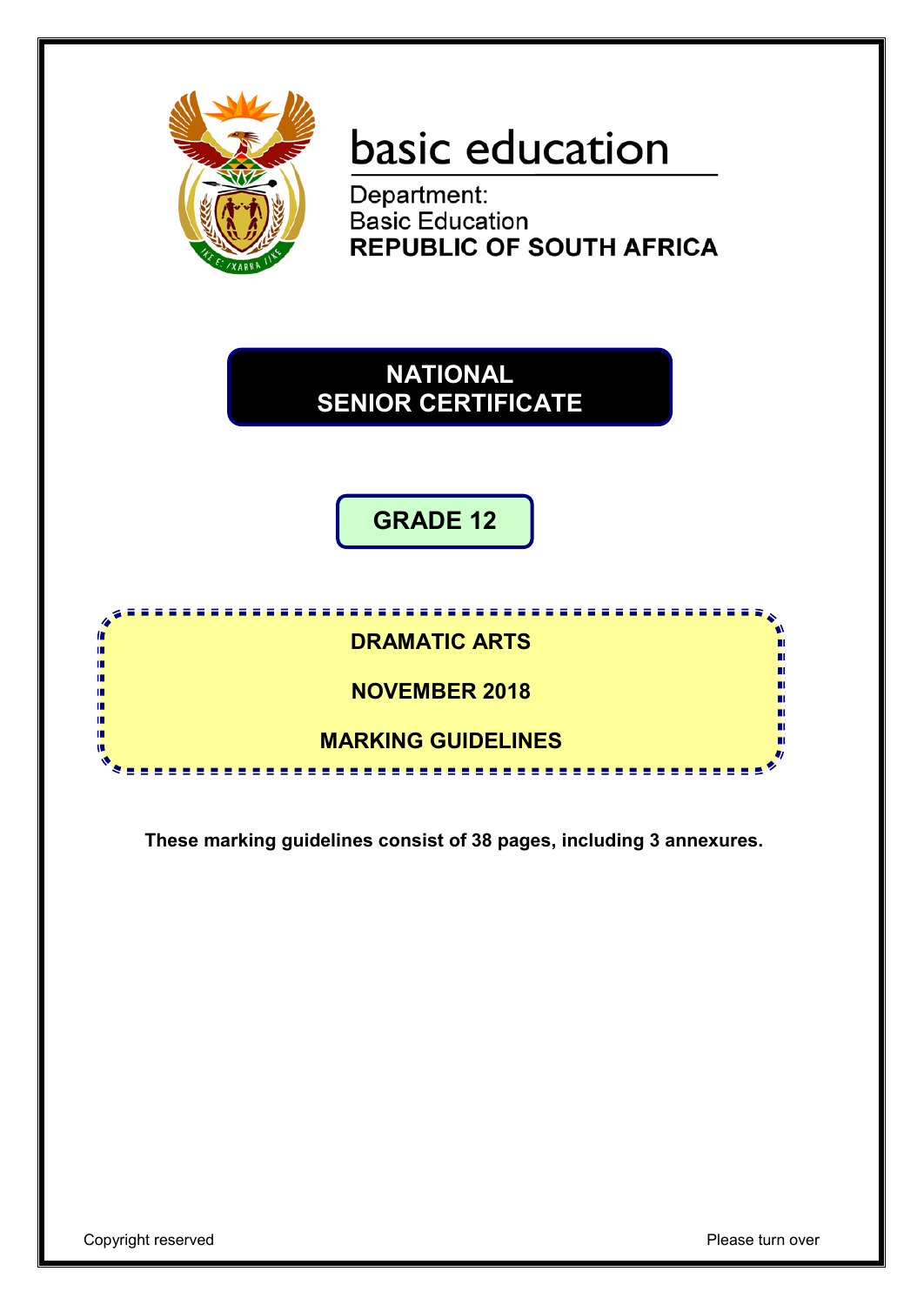basic education

Department:
Basic Education
**REPUBLIC OF SOUTH AFRICA**

# NATIONAL SENIOR CERTIFICATE

## GRADE 12

## DRAMATIC ARTS

## NOVEMBER 2018

## MARKING GUIDELINES

**These marking guidelines consist of 38 pages, including 3 annexures.**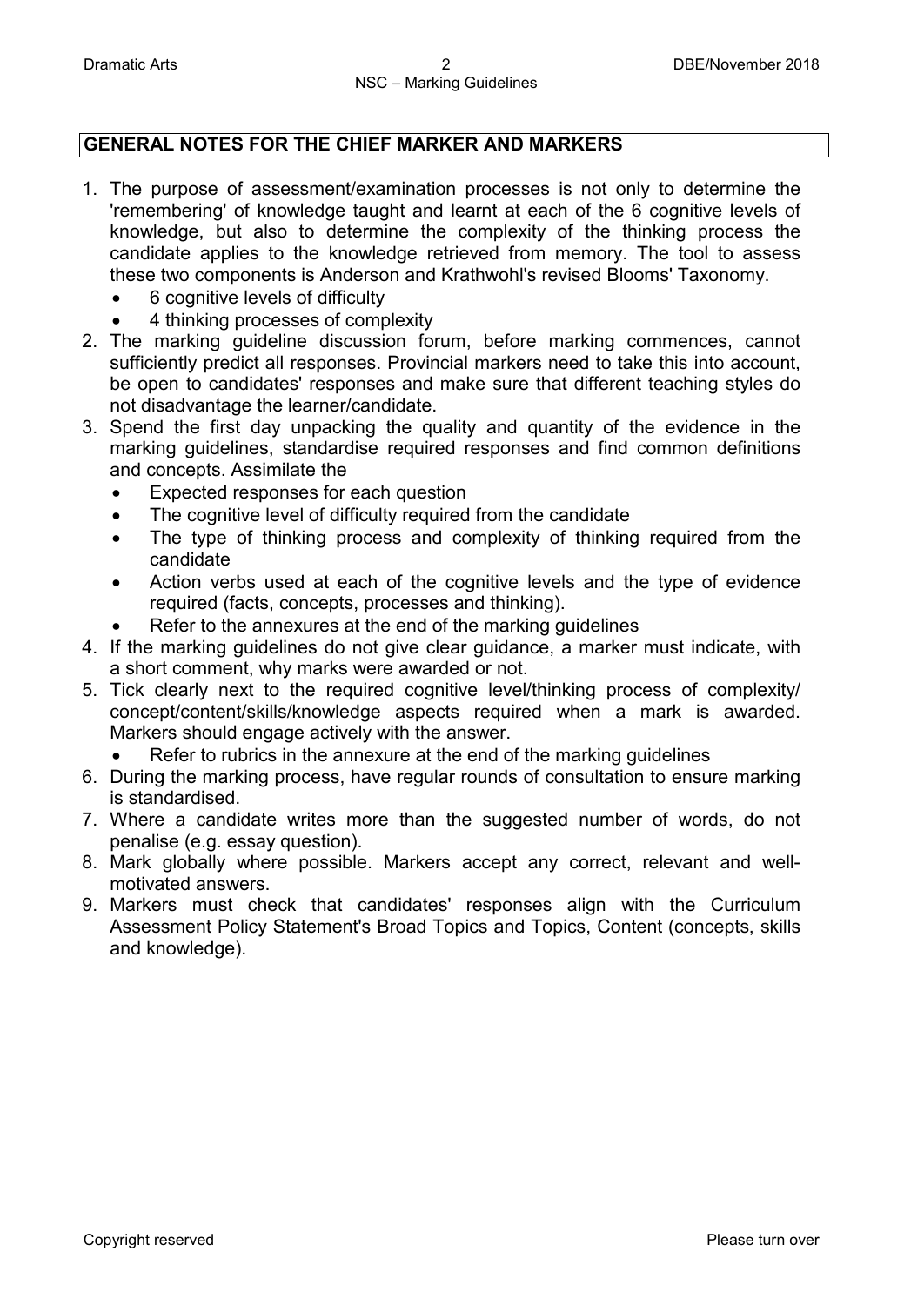## GENERAL NOTES FOR THE CHIEF MARKER AND MARKERS

1. The purpose of assessment/examination processes is not only to determine the 'remembering' of knowledge taught and learnt at each of the 6 cognitive levels of knowledge, but also to determine the complexity of the thinking process the candidate applies to the knowledge retrieved from memory. The tool to assess these two components is Anderson and Krathwohl's revised Blooms' Taxonomy.
   - 6 cognitive levels of difficulty
   - 4 thinking processes of complexity
2. The marking guideline discussion forum, before marking commences, cannot sufficiently predict all responses. Provincial markers need to take this into account, be open to candidates' responses and make sure that different teaching styles do not disadvantage the learner/candidate.
3. Spend the first day unpacking the quality and quantity of the evidence in the marking guidelines, standardise required responses and find common definitions and concepts. Assimilate the
   - Expected responses for each question
   - The cognitive level of difficulty required from the candidate
   - The type of thinking process and complexity of thinking required from the candidate
   - Action verbs used at each of the cognitive levels and the type of evidence required (facts, concepts, processes and thinking).
   - Refer to the annexures at the end of the marking guidelines
4. If the marking guidelines do not give clear guidance, a marker must indicate, with a short comment, why marks were awarded or not.
5. Tick clearly next to the required cognitive level/thinking process of complexity/ concept/content/skills/knowledge aspects required when a mark is awarded. Markers should engage actively with the answer.
   - Refer to rubrics in the annexure at the end of the marking guidelines
6. During the marking process, have regular rounds of consultation to ensure marking is standardised.
7. Where a candidate writes more than the suggested number of words, do not penalise (e.g. essay question).
8. Mark globally where possible. Markers accept any correct, relevant and well-motivated answers.
9. Markers must check that candidates' responses align with the Curriculum Assessment Policy Statement's Broad Topics and Topics, Content (concepts, skills and knowledge).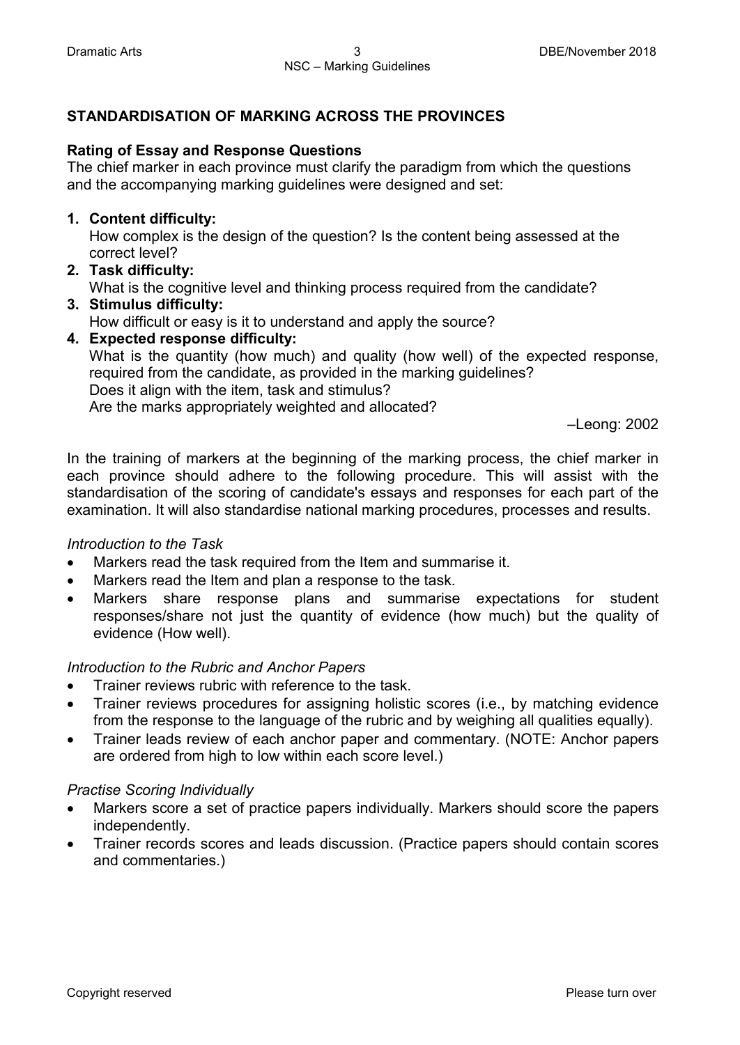## STANDARDISATION OF MARKING ACROSS THE PROVINCES

### Rating of Essay and Response Questions

The chief marker in each province must clarify the paradigm from which the questions and the accompanying marking guidelines were designed and set:

1. **Content difficulty:**
   How complex is the design of the question? Is the content being assessed at the correct level?
2. **Task difficulty:**
   What is the cognitive level and thinking process required from the candidate?
3. **Stimulus difficulty:**
   How difficult or easy is it to understand and apply the source?
4. **Expected response difficulty:**
   What is the quantity (how much) and quality (how well) of the expected response, required from the candidate, as provided in the marking guidelines?
   Does it align with the item, task and stimulus?
   Are the marks appropriately weighted and allocated?

–Leong: 2002

In the training of markers at the beginning of the marking process, the chief marker in each province should adhere to the following procedure. This will assist with the standardisation of the scoring of candidate's essays and responses for each part of the examination. It will also standardise national marking procedures, processes and results.

*Introduction to the Task*

- Markers read the task required from the Item and summarise it.
- Markers read the Item and plan a response to the task.
- Markers share response plans and summarise expectations for student responses/share not just the quantity of evidence (how much) but the quality of evidence (How well).

*Introduction to the Rubric and Anchor Papers*

- Trainer reviews rubric with reference to the task.
- Trainer reviews procedures for assigning holistic scores (i.e., by matching evidence from the response to the language of the rubric and by weighing all qualities equally).
- Trainer leads review of each anchor paper and commentary. (NOTE: Anchor papers are ordered from high to low within each score level.)

*Practise Scoring Individually*

- Markers score a set of practice papers individually. Markers should score the papers independently.
- Trainer records scores and leads discussion. (Practice papers should contain scores and commentaries.)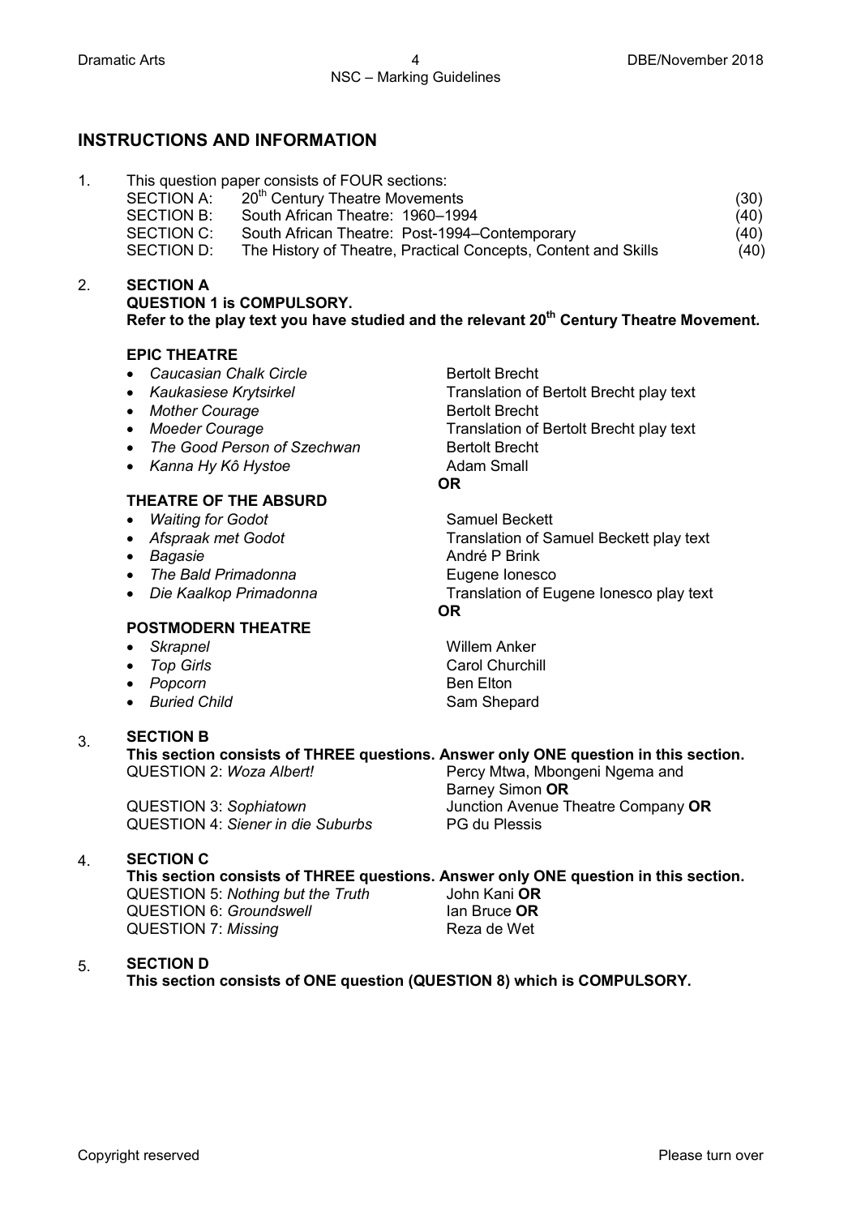## INSTRUCTIONS AND INFORMATION

1. This question paper consists of FOUR sections:

| | | |
|---|---|---|
| SECTION A: | 20th Century Theatre Movements | (30) |
| SECTION B: | South African Theatre: 1960–1994 | (40) |
| SECTION C: | South African Theatre: Post-1994–Contemporary | (40) |
| SECTION D: | The History of Theatre, Practical Concepts, Content and Skills | (40) |

2. **SECTION A**
   **QUESTION 1 is COMPULSORY.**
   **Refer to the play text you have studied and the relevant 20th Century Theatre Movement.**

   **EPIC THEATRE**

   - *Caucasian Chalk Circle* — Bertolt Brecht
   - *Kaukasiese Krytsirkel* — Translation of Bertolt Brecht play text
   - *Mother Courage* — Bertolt Brecht
   - *Moeder Courage* — Translation of Bertolt Brecht play text
   - *The Good Person of Szechwan* — Bertolt Brecht
   - *Kanna Hy Kô Hystoe* — Adam Small

   **OR**

   **THEATRE OF THE ABSURD**

   - *Waiting for Godot* — Samuel Beckett
   - *Afspraak met Godot* — Translation of Samuel Beckett play text
   - *Bagasie* — André P Brink
   - *The Bald Primadonna* — Eugene Ionesco
   - *Die Kaalkop Primadonna* — Translation of Eugene Ionesco play text

   **OR**

   **POSTMODERN THEATRE**

   - *Skrapnel* — Willem Anker
   - *Top Girls* — Carol Churchill
   - *Popcorn* — Ben Elton
   - *Buried Child* — Sam Shepard

3. **SECTION B**
   **This section consists of THREE questions. Answer only ONE question in this section.**

   QUESTION 2: *Woza Albert!* — Percy Mtwa, Mbongeni Ngema and Barney Simon **OR**
   QUESTION 3: *Sophiatown* — Junction Avenue Theatre Company **OR**
   QUESTION 4: *Siener in die Suburbs* — PG du Plessis

4. **SECTION C**
   **This section consists of THREE questions. Answer only ONE question in this section.**

   QUESTION 5: *Nothing but the Truth* — John Kani **OR**
   QUESTION 6: *Groundswell* — Ian Bruce **OR**
   QUESTION 7: *Missing* — Reza de Wet

5. **SECTION D**
   **This section consists of ONE question (QUESTION 8) which is COMPULSORY.**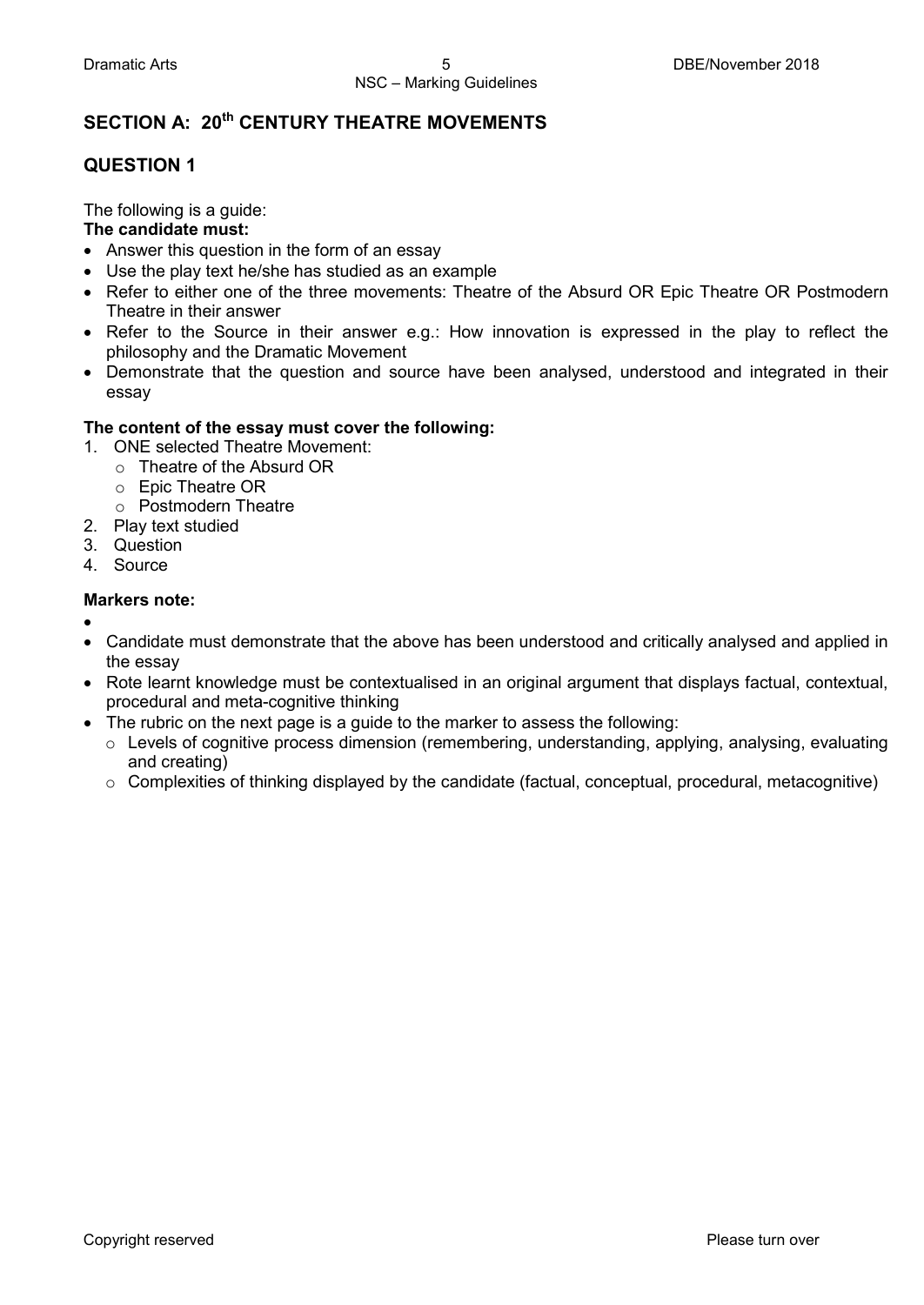## SECTION A: 20th CENTURY THEATRE MOVEMENTS

### QUESTION 1

The following is a guide:

**The candidate must:**

- Answer this question in the form of an essay
- Use the play text he/she has studied as an example
- Refer to either one of the three movements: Theatre of the Absurd OR Epic Theatre OR Postmodern Theatre in their answer
- Refer to the Source in their answer e.g.: How innovation is expressed in the play to reflect the philosophy and the Dramatic Movement
- Demonstrate that the question and source have been analysed, understood and integrated in their essay

**The content of the essay must cover the following:**

1. ONE selected Theatre Movement:
   - Theatre of the Absurd OR
   - Epic Theatre OR
   - Postmodern Theatre
2. Play text studied
3. Question
4. Source

**Markers note:**

- 
- Candidate must demonstrate that the above has been understood and critically analysed and applied in the essay
- Rote learnt knowledge must be contextualised in an original argument that displays factual, contextual, procedural and meta-cognitive thinking
- The rubric on the next page is a guide to the marker to assess the following:
  - Levels of cognitive process dimension (remembering, understanding, applying, analysing, evaluating and creating)
  - Complexities of thinking displayed by the candidate (factual, conceptual, procedural, metacognitive)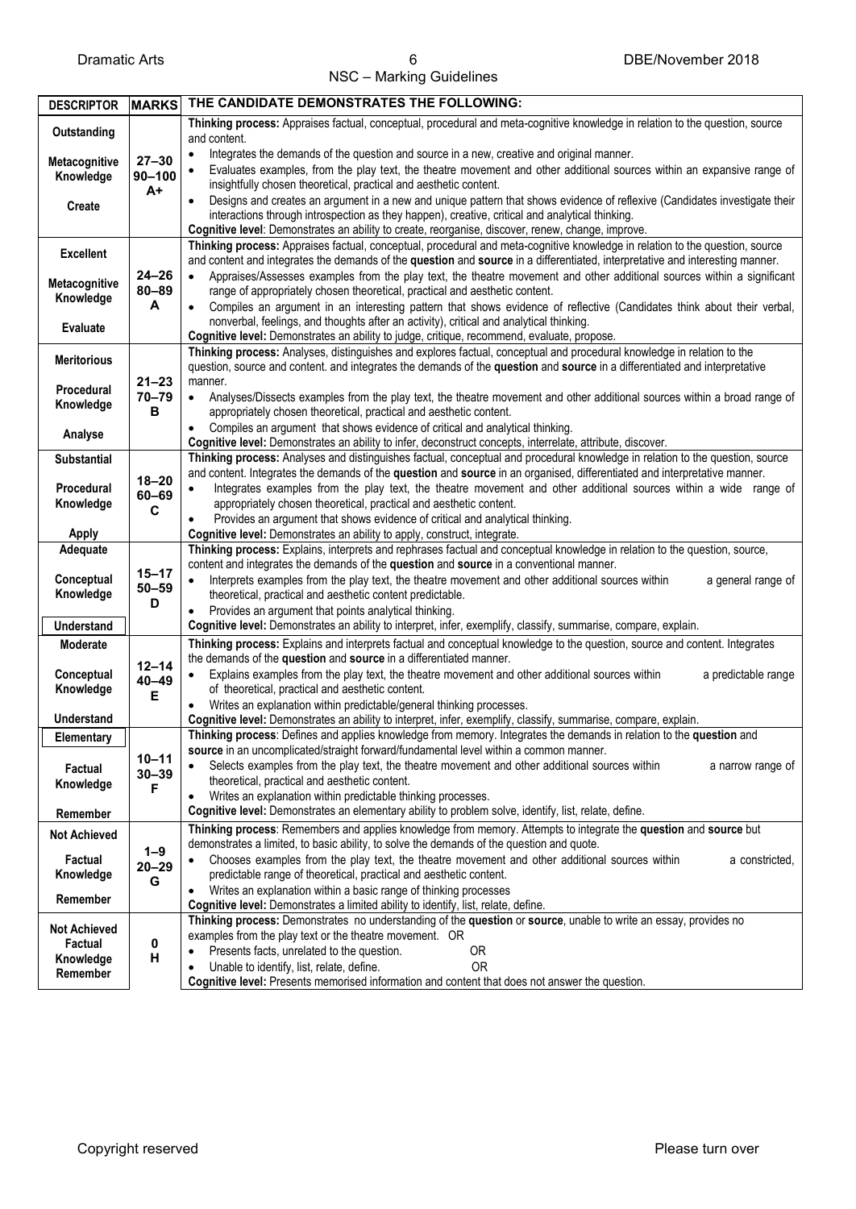| DESCRIPTOR | MARKS | THE CANDIDATE DEMONSTRATES THE FOLLOWING: |
|---|---|---|
| **Outstanding**<br><br>**Metacognitive Knowledge**<br><br>**Create** | **27–30**<br>**90–100**<br>**A+** | **Thinking process:** Appraises factual, conceptual, procedural and meta-cognitive knowledge in relation to the question, source and content.<br>• Integrates the demands of the question and source in a new, creative and original manner.<br>• Evaluates examples, from the play text, the theatre movement and other additional sources within an expansive range of insightfully chosen theoretical, practical and aesthetic content.<br>• Designs and creates an argument in a new and unique pattern that shows evidence of reflexive (Candidates investigate their interactions through introspection as they happen), creative, critical and analytical thinking.<br>**Cognitive level**: Demonstrates an ability to create, reorganise, discover, renew, change, improve. |
| **Excellent**<br><br>**Metacognitive Knowledge**<br><br>**Evaluate** | **24–26**<br>**80–89**<br>**A** | **Thinking process:** Appraises factual, conceptual, procedural and meta-cognitive knowledge in relation to the question, source and content and integrates the demands of the **question** and **source** in a differentiated, interpretative and interesting manner.<br>• Appraises/Assesses examples from the play text, the theatre movement and other additional sources within a significant range of appropriately chosen theoretical, practical and aesthetic content.<br>• Compiles an argument in an interesting pattern that shows evidence of reflective (Candidates think about their verbal, nonverbal, feelings, and thoughts after an activity), critical and analytical thinking.<br>**Cognitive level:** Demonstrates an ability to judge, critique, recommend, evaluate, propose. |
| **Meritorious**<br><br>**Procedural Knowledge**<br><br>**Analyse** | **21–23**<br>**70–79**<br>**B** | **Thinking process:** Analyses, distinguishes and explores factual, conceptual and procedural knowledge in relation to the question, source and content. and integrates the demands of the **question** and **source** in a differentiated and interpretative manner.<br>• Analyses/Dissects examples from the play text, the theatre movement and other additional sources within a broad range of appropriately chosen theoretical, practical and aesthetic content.<br>• Compiles an argument that shows evidence of critical and analytical thinking.<br>**Cognitive level:** Demonstrates an ability to infer, deconstruct concepts, interrelate, attribute, discover. |
| **Substantial**<br><br>**Procedural Knowledge**<br><br>**Apply** | **18–20**<br>**60–69**<br>**C** | **Thinking process:** Analyses and distinguishes factual, conceptual and procedural knowledge in relation to the question, source and content. Integrates the demands of the **question** and **source** in an organised, differentiated and interpretative manner.<br>• Integrates examples from the play text, the theatre movement and other additional sources within a wide range of appropriately chosen theoretical, practical and aesthetic content.<br>• Provides an argument that shows evidence of critical and analytical thinking.<br>**Cognitive level:** Demonstrates an ability to apply, construct, integrate. |
| **Adequate**<br><br>**Conceptual Knowledge**<br><br>**Understand** | **15–17**<br>**50–59**<br>**D** | **Thinking process:** Explains, interprets and rephrases factual and conceptual knowledge in relation to the question, source, content and integrates the demands of the **question** and **source** in a conventional manner.<br>• Interprets examples from the play text, the theatre movement and other additional sources within a general range of theoretical, practical and aesthetic content predictable.<br>• Provides an argument that points analytical thinking.<br>**Cognitive level:** Demonstrates an ability to interpret, infer, exemplify, classify, summarise, compare, explain. |
| **Moderate**<br><br>**Conceptual Knowledge**<br><br>**Understand** | **12–14**<br>**40–49**<br>**E** | **Thinking process:** Explains and interprets factual and conceptual knowledge to the question, source and content. Integrates the demands of the **question** and **source** in a differentiated manner.<br>• Explains examples from the play text, the theatre movement and other additional sources within a predictable range of theoretical, practical and aesthetic content.<br>• Writes an explanation within predictable/general thinking processes.<br>**Cognitive level:** Demonstrates an ability to interpret, infer, exemplify, classify, summarise, compare, explain. |
| **Elementary**<br><br>**Factual Knowledge**<br><br>**Remember** | **10–11**<br>**30–39**<br>**F** | **Thinking process**: Defines and applies knowledge from memory. Integrates the demands in relation to the **question** and **source** in an uncomplicated/straight forward/fundamental level within a common manner.<br>• Selects examples from the play text, the theatre movement and other additional sources within a narrow range of theoretical, practical and aesthetic content.<br>• Writes an explanation within predictable thinking processes.<br>**Cognitive level:** Demonstrates an elementary ability to problem solve, identify, list, relate, define. |
| **Not Achieved**<br><br>**Factual Knowledge**<br><br>**Remember** | **1–9**<br>**20–29**<br>**G** | **Thinking process**: Remembers and applies knowledge from memory. Attempts to integrate the **question** and **source** but demonstrates a limited, to basic ability, to solve the demands of the question and quote.<br>• Chooses examples from the play text, the theatre movement and other additional sources within a constricted, predictable range of theoretical, practical and aesthetic content.<br>• Writes an explanation within a basic range of thinking processes<br>**Cognitive level:** Demonstrates a limited ability to identify, list, relate, define. |
| **Not Achieved**<br>**Factual Knowledge**<br>**Remember** | **0**<br>**H** | **Thinking process:** Demonstrates no understanding of the **question** or **source**, unable to write an essay, provides no examples from the play text or the theatre movement. OR<br>• Presents facts, unrelated to the question. OR<br>• Unable to identify, list, relate, define. OR<br>**Cognitive level:** Presents memorised information and content that does not answer the question. |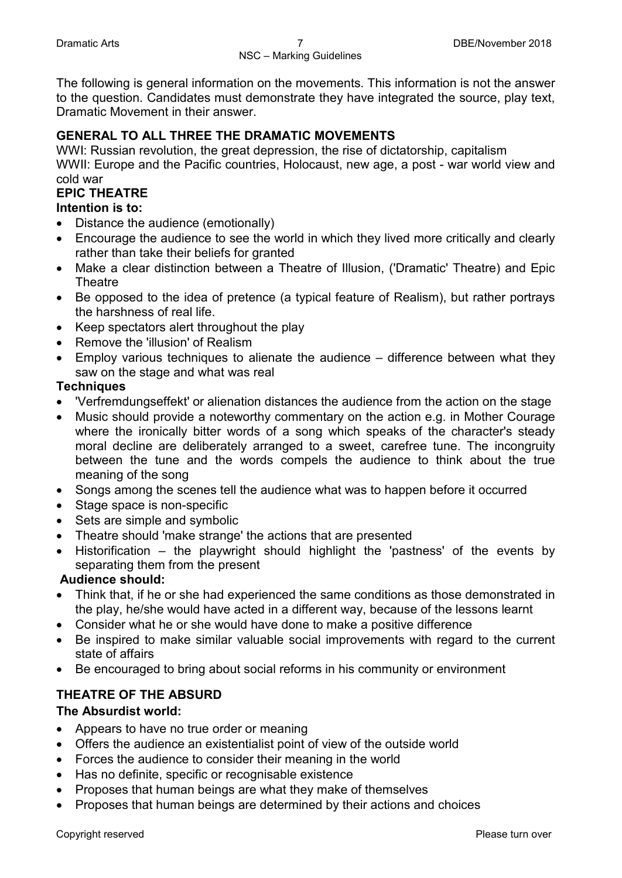The following is general information on the movements. This information is not the answer to the question. Candidates must demonstrate they have integrated the source, play text, Dramatic Movement in their answer.

**GENERAL TO ALL THREE THE DRAMATIC MOVEMENTS**

WWI: Russian revolution, the great depression, the rise of dictatorship, capitalism
WWII: Europe and the Pacific countries, Holocaust, new age, a post - war world view and cold war

**EPIC THEATRE**

**Intention is to:**

- Distance the audience (emotionally)
- Encourage the audience to see the world in which they lived more critically and clearly rather than take their beliefs for granted
- Make a clear distinction between a Theatre of Illusion, ('Dramatic' Theatre) and Epic Theatre
- Be opposed to the idea of pretence (a typical feature of Realism), but rather portrays the harshness of real life.
- Keep spectators alert throughout the play
- Remove the 'illusion' of Realism
- Employ various techniques to alienate the audience – difference between what they saw on the stage and what was real

**Techniques**

- 'Verfremdungseffekt' or alienation distances the audience from the action on the stage
- Music should provide a noteworthy commentary on the action e.g. in Mother Courage where the ironically bitter words of a song which speaks of the character's steady moral decline are deliberately arranged to a sweet, carefree tune. The incongruity between the tune and the words compels the audience to think about the true meaning of the song
- Songs among the scenes tell the audience what was to happen before it occurred
- Stage space is non-specific
- Sets are simple and symbolic
- Theatre should 'make strange' the actions that are presented
- Historification – the playwright should highlight the 'pastness' of the events by separating them from the present

**Audience should:**

- Think that, if he or she had experienced the same conditions as those demonstrated in the play, he/she would have acted in a different way, because of the lessons learnt
- Consider what he or she would have done to make a positive difference
- Be inspired to make similar valuable social improvements with regard to the current state of affairs
- Be encouraged to bring about social reforms in his community or environment

**THEATRE OF THE ABSURD**

**The Absurdist world:**

- Appears to have no true order or meaning
- Offers the audience an existentialist point of view of the outside world
- Forces the audience to consider their meaning in the world
- Has no definite, specific or recognisable existence
- Proposes that human beings are what they make of themselves
- Proposes that human beings are determined by their actions and choices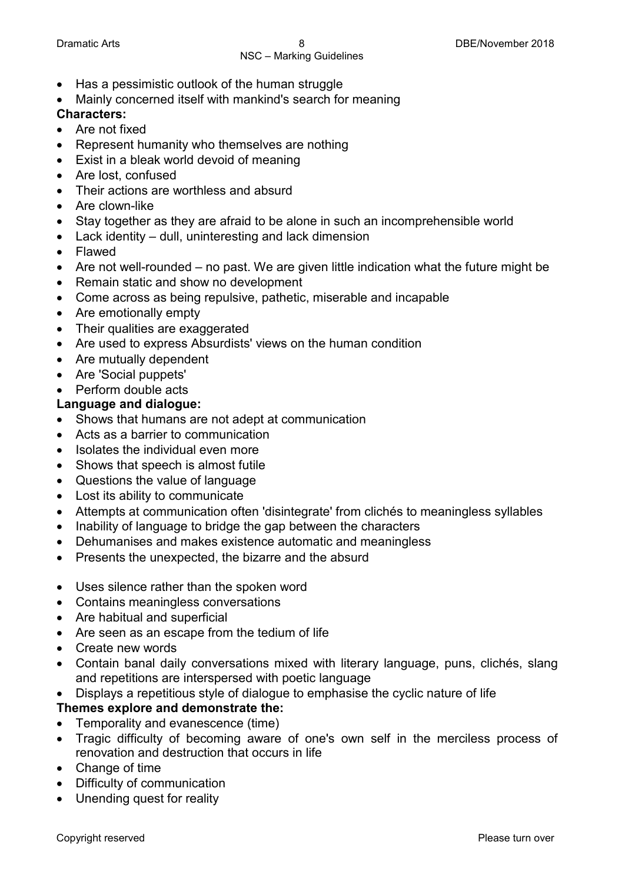- Has a pessimistic outlook of the human struggle
- Mainly concerned itself with mankind's search for meaning

**Characters:**

- Are not fixed
- Represent humanity who themselves are nothing
- Exist in a bleak world devoid of meaning
- Are lost, confused
- Their actions are worthless and absurd
- Are clown-like
- Stay together as they are afraid to be alone in such an incomprehensible world
- Lack identity – dull, uninteresting and lack dimension
- Flawed
- Are not well-rounded – no past. We are given little indication what the future might be
- Remain static and show no development
- Come across as being repulsive, pathetic, miserable and incapable
- Are emotionally empty
- Their qualities are exaggerated
- Are used to express Absurdists' views on the human condition
- Are mutually dependent
- Are 'Social puppets'
- Perform double acts

**Language and dialogue:**

- Shows that humans are not adept at communication
- Acts as a barrier to communication
- Isolates the individual even more
- Shows that speech is almost futile
- Questions the value of language
- Lost its ability to communicate
- Attempts at communication often 'disintegrate' from clichés to meaningless syllables
- Inability of language to bridge the gap between the characters
- Dehumanises and makes existence automatic and meaningless
- Presents the unexpected, the bizarre and the absurd

- Uses silence rather than the spoken word
- Contains meaningless conversations
- Are habitual and superficial
- Are seen as an escape from the tedium of life
- Create new words
- Contain banal daily conversations mixed with literary language, puns, clichés, slang and repetitions are interspersed with poetic language
- Displays a repetitious style of dialogue to emphasise the cyclic nature of life

**Themes explore and demonstrate the:**

- Temporality and evanescence (time)
- Tragic difficulty of becoming aware of one's own self in the merciless process of renovation and destruction that occurs in life
- Change of time
- Difficulty of communication
- Unending quest for reality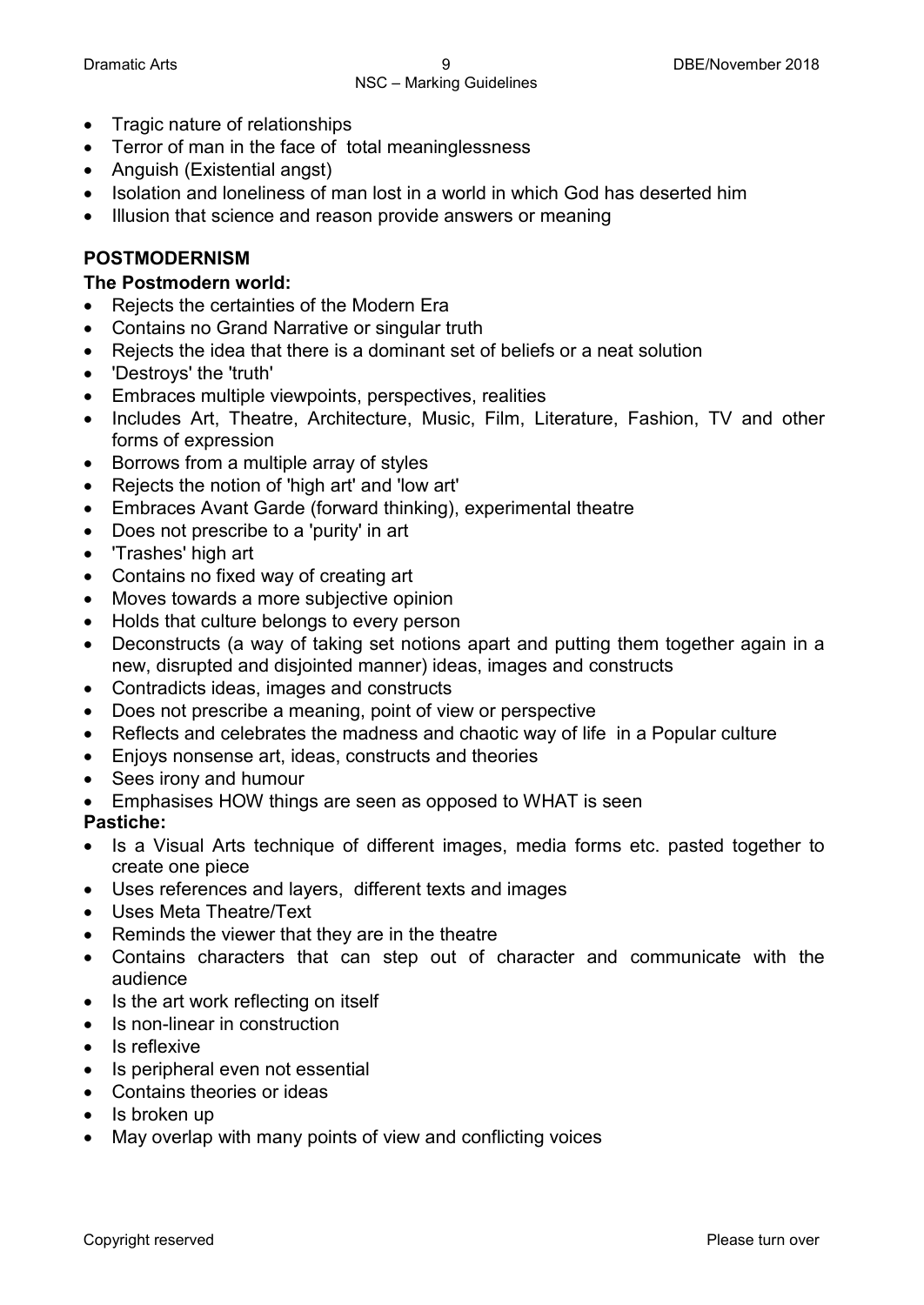- Tragic nature of relationships
- Terror of man in the face of total meaninglessness
- Anguish (Existential angst)
- Isolation and loneliness of man lost in a world in which God has deserted him
- Illusion that science and reason provide answers or meaning

**POSTMODERNISM**

**The Postmodern world:**

- Rejects the certainties of the Modern Era
- Contains no Grand Narrative or singular truth
- Rejects the idea that there is a dominant set of beliefs or a neat solution
- 'Destroys' the 'truth'
- Embraces multiple viewpoints, perspectives, realities
- Includes Art, Theatre, Architecture, Music, Film, Literature, Fashion, TV and other forms of expression
- Borrows from a multiple array of styles
- Rejects the notion of 'high art' and 'low art'
- Embraces Avant Garde (forward thinking), experimental theatre
- Does not prescribe to a 'purity' in art
- 'Trashes' high art
- Contains no fixed way of creating art
- Moves towards a more subjective opinion
- Holds that culture belongs to every person
- Deconstructs (a way of taking set notions apart and putting them together again in a new, disrupted and disjointed manner) ideas, images and constructs
- Contradicts ideas, images and constructs
- Does not prescribe a meaning, point of view or perspective
- Reflects and celebrates the madness and chaotic way of life in a Popular culture
- Enjoys nonsense art, ideas, constructs and theories
- Sees irony and humour
- Emphasises HOW things are seen as opposed to WHAT is seen

**Pastiche:**

- Is a Visual Arts technique of different images, media forms etc. pasted together to create one piece
- Uses references and layers, different texts and images
- Uses Meta Theatre/Text
- Reminds the viewer that they are in the theatre
- Contains characters that can step out of character and communicate with the audience
- Is the art work reflecting on itself
- Is non-linear in construction
- Is reflexive
- Is peripheral even not essential
- Contains theories or ideas
- Is broken up
- May overlap with many points of view and conflicting voices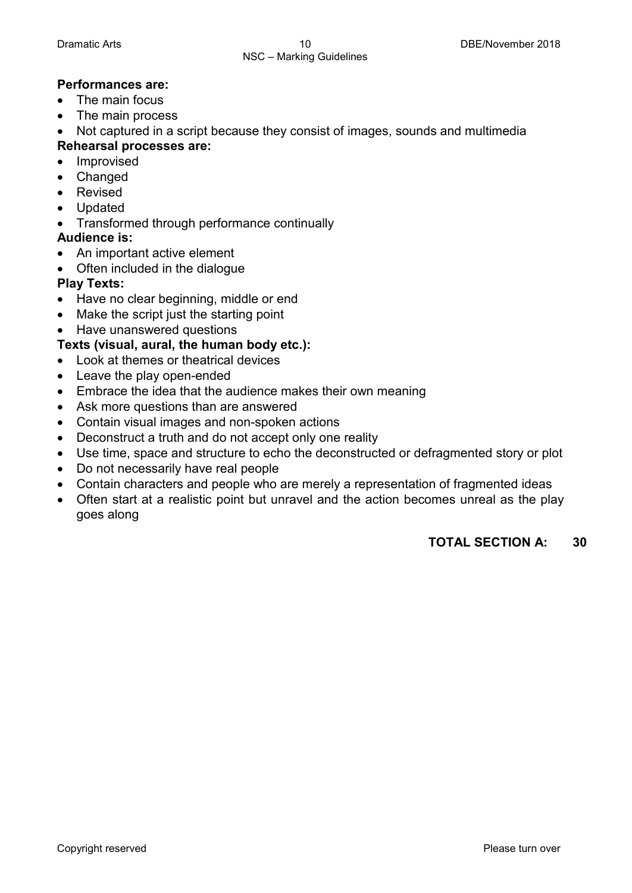**Performances are:**
- The main focus
- The main process
- Not captured in a script because they consist of images, sounds and multimedia

**Rehearsal processes are:**
- Improvised
- Changed
- Revised
- Updated
- Transformed through performance continually

**Audience is:**
- An important active element
- Often included in the dialogue

**Play Texts:**
- Have no clear beginning, middle or end
- Make the script just the starting point
- Have unanswered questions

**Texts (visual, aural, the human body etc.):**
- Look at themes or theatrical devices
- Leave the play open-ended
- Embrace the idea that the audience makes their own meaning
- Ask more questions than are answered
- Contain visual images and non-spoken actions
- Deconstruct a truth and do not accept only one reality
- Use time, space and structure to echo the deconstructed or defragmented story or plot
- Do not necessarily have real people
- Contain characters and people who are merely a representation of fragmented ideas
- Often start at a realistic point but unravel and the action becomes unreal as the play goes along

**TOTAL SECTION A: 30**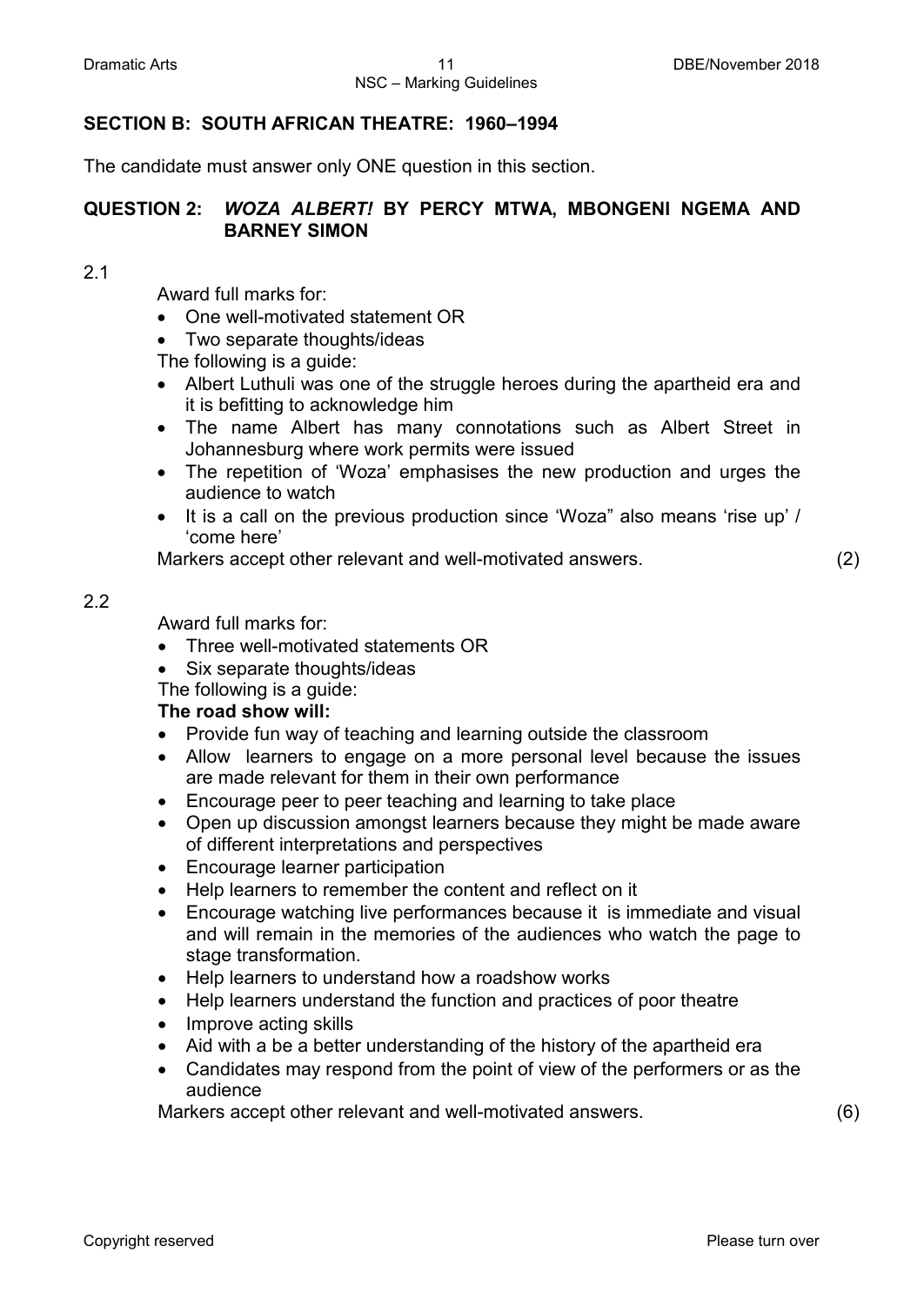## SECTION B: SOUTH AFRICAN THEATRE: 1960–1994

The candidate must answer only ONE question in this section.

### QUESTION 2: *WOZA ALBERT!* BY PERCY MTWA, MBONGENI NGEMA AND BARNEY SIMON

2.1

Award full marks for:

- One well-motivated statement OR
- Two separate thoughts/ideas

The following is a guide:

- Albert Luthuli was one of the struggle heroes during the apartheid era and it is befitting to acknowledge him
- The name Albert has many connotations such as Albert Street in Johannesburg where work permits were issued
- The repetition of 'Woza' emphasises the new production and urges the audience to watch
- It is a call on the previous production since 'Woza" also means 'rise up' / 'come here'

Markers accept other relevant and well-motivated answers. (2)

2.2

Award full marks for:

- Three well-motivated statements OR
- Six separate thoughts/ideas

The following is a guide:

**The road show will:**

- Provide fun way of teaching and learning outside the classroom
- Allow learners to engage on a more personal level because the issues are made relevant for them in their own performance
- Encourage peer to peer teaching and learning to take place
- Open up discussion amongst learners because they might be made aware of different interpretations and perspectives
- Encourage learner participation
- Help learners to remember the content and reflect on it
- Encourage watching live performances because it is immediate and visual and will remain in the memories of the audiences who watch the page to stage transformation.
- Help learners to understand how a roadshow works
- Help learners understand the function and practices of poor theatre
- Improve acting skills
- Aid with a be a better understanding of the history of the apartheid era
- Candidates may respond from the point of view of the performers or as the audience

Markers accept other relevant and well-motivated answers. (6)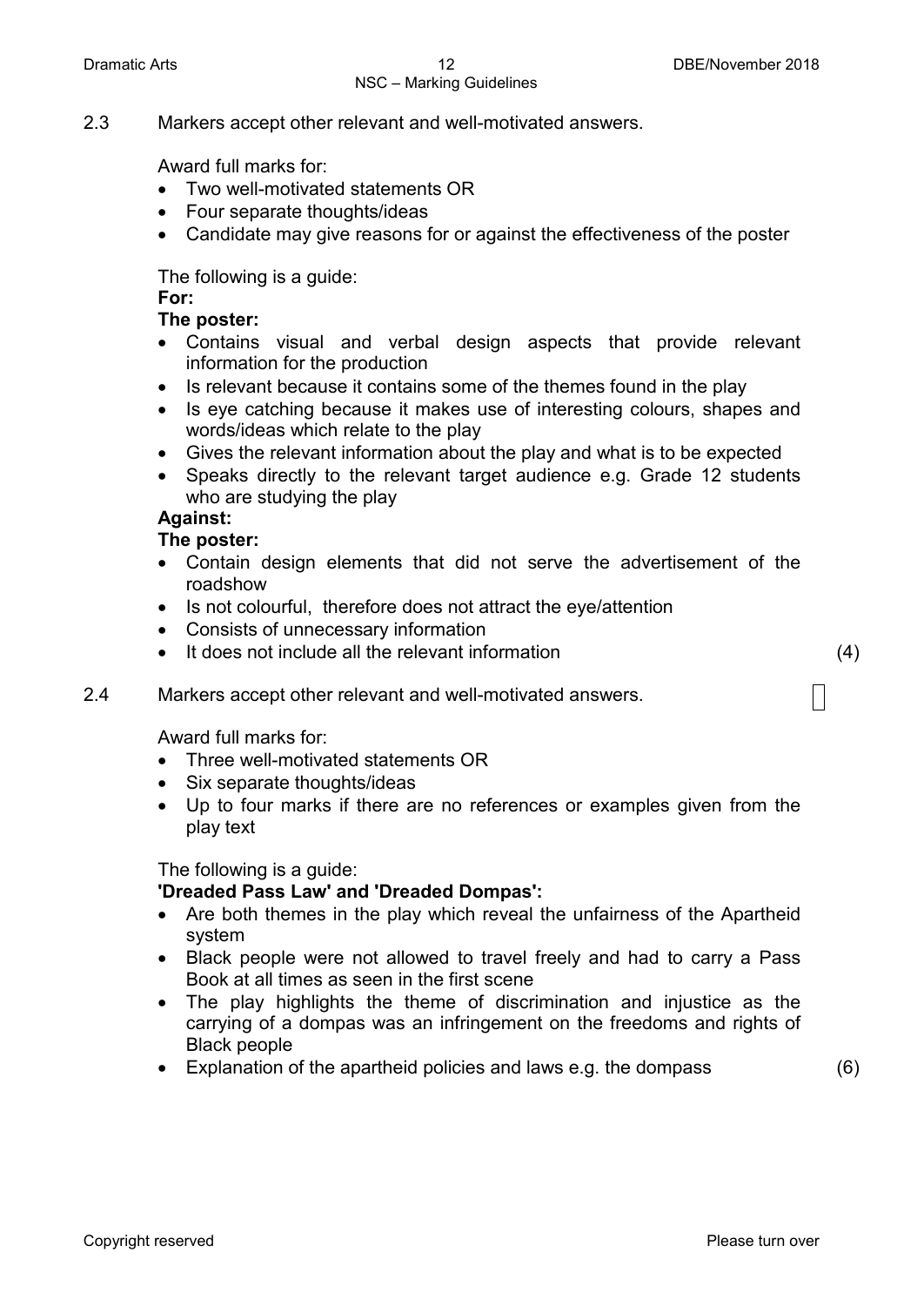2.3 Markers accept other relevant and well-motivated answers.

Award full marks for:

- Two well-motivated statements OR
- Four separate thoughts/ideas
- Candidate may give reasons for or against the effectiveness of the poster

The following is a guide:

**For:**

**The poster:**

- Contains visual and verbal design aspects that provide relevant information for the production
- Is relevant because it contains some of the themes found in the play
- Is eye catching because it makes use of interesting colours, shapes and words/ideas which relate to the play
- Gives the relevant information about the play and what is to be expected
- Speaks directly to the relevant target audience e.g. Grade 12 students who are studying the play

**Against:**

**The poster:**

- Contain design elements that did not serve the advertisement of the roadshow
- Is not colourful, therefore does not attract the eye/attention
- Consists of unnecessary information
- It does not include all the relevant information (4)

2.4 Markers accept other relevant and well-motivated answers.

Award full marks for:

- Three well-motivated statements OR
- Six separate thoughts/ideas
- Up to four marks if there are no references or examples given from the play text

The following is a guide:

**'Dreaded Pass Law' and 'Dreaded Dompas':**

- Are both themes in the play which reveal the unfairness of the Apartheid system
- Black people were not allowed to travel freely and had to carry a Pass Book at all times as seen in the first scene
- The play highlights the theme of discrimination and injustice as the carrying of a dompas was an infringement on the freedoms and rights of Black people
- Explanation of the apartheid policies and laws e.g. the dompass (6)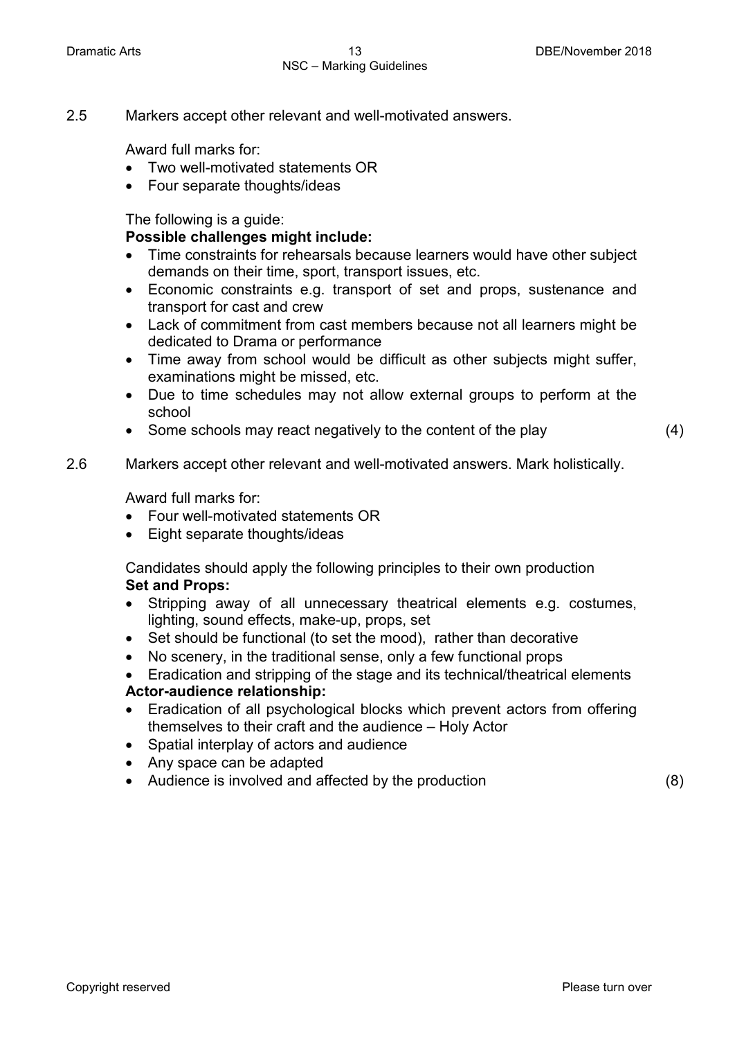2.5 Markers accept other relevant and well-motivated answers.

Award full marks for:

- Two well-motivated statements OR
- Four separate thoughts/ideas

The following is a guide:

**Possible challenges might include:**

- Time constraints for rehearsals because learners would have other subject demands on their time, sport, transport issues, etc.
- Economic constraints e.g. transport of set and props, sustenance and transport for cast and crew
- Lack of commitment from cast members because not all learners might be dedicated to Drama or performance
- Time away from school would be difficult as other subjects might suffer, examinations might be missed, etc.
- Due to time schedules may not allow external groups to perform at the school
- Some schools may react negatively to the content of the play (4)

2.6 Markers accept other relevant and well-motivated answers. Mark holistically.

Award full marks for:

- Four well-motivated statements OR
- Eight separate thoughts/ideas

Candidates should apply the following principles to their own production

**Set and Props:**

- Stripping away of all unnecessary theatrical elements e.g. costumes, lighting, sound effects, make-up, props, set
- Set should be functional (to set the mood), rather than decorative
- No scenery, in the traditional sense, only a few functional props
- Eradication and stripping of the stage and its technical/theatrical elements

**Actor-audience relationship:**

- Eradication of all psychological blocks which prevent actors from offering themselves to their craft and the audience – Holy Actor
- Spatial interplay of actors and audience
- Any space can be adapted
- Audience is involved and affected by the production (8)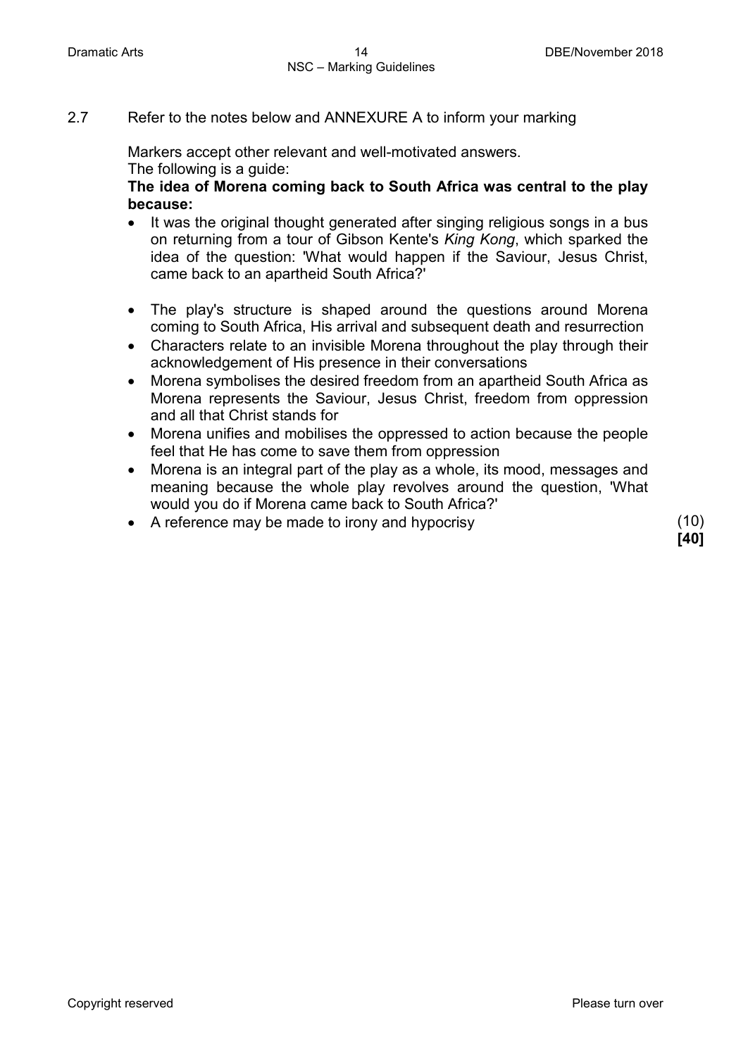2.7 Refer to the notes below and ANNEXURE A to inform your marking

Markers accept other relevant and well-motivated answers.
The following is a guide:

**The idea of Morena coming back to South Africa was central to the play because:**

- It was the original thought generated after singing religious songs in a bus on returning from a tour of Gibson Kente's *King Kong*, which sparked the idea of the question: 'What would happen if the Saviour, Jesus Christ, came back to an apartheid South Africa?'
- The play's structure is shaped around the questions around Morena coming to South Africa, His arrival and subsequent death and resurrection
- Characters relate to an invisible Morena throughout the play through their acknowledgement of His presence in their conversations
- Morena symbolises the desired freedom from an apartheid South Africa as Morena represents the Saviour, Jesus Christ, freedom from oppression and all that Christ stands for
- Morena unifies and mobilises the oppressed to action because the people feel that He has come to save them from oppression
- Morena is an integral part of the play as a whole, its mood, messages and meaning because the whole play revolves around the question, 'What would you do if Morena came back to South Africa?'
- A reference may be made to irony and hypocrisy (10)

**[40]**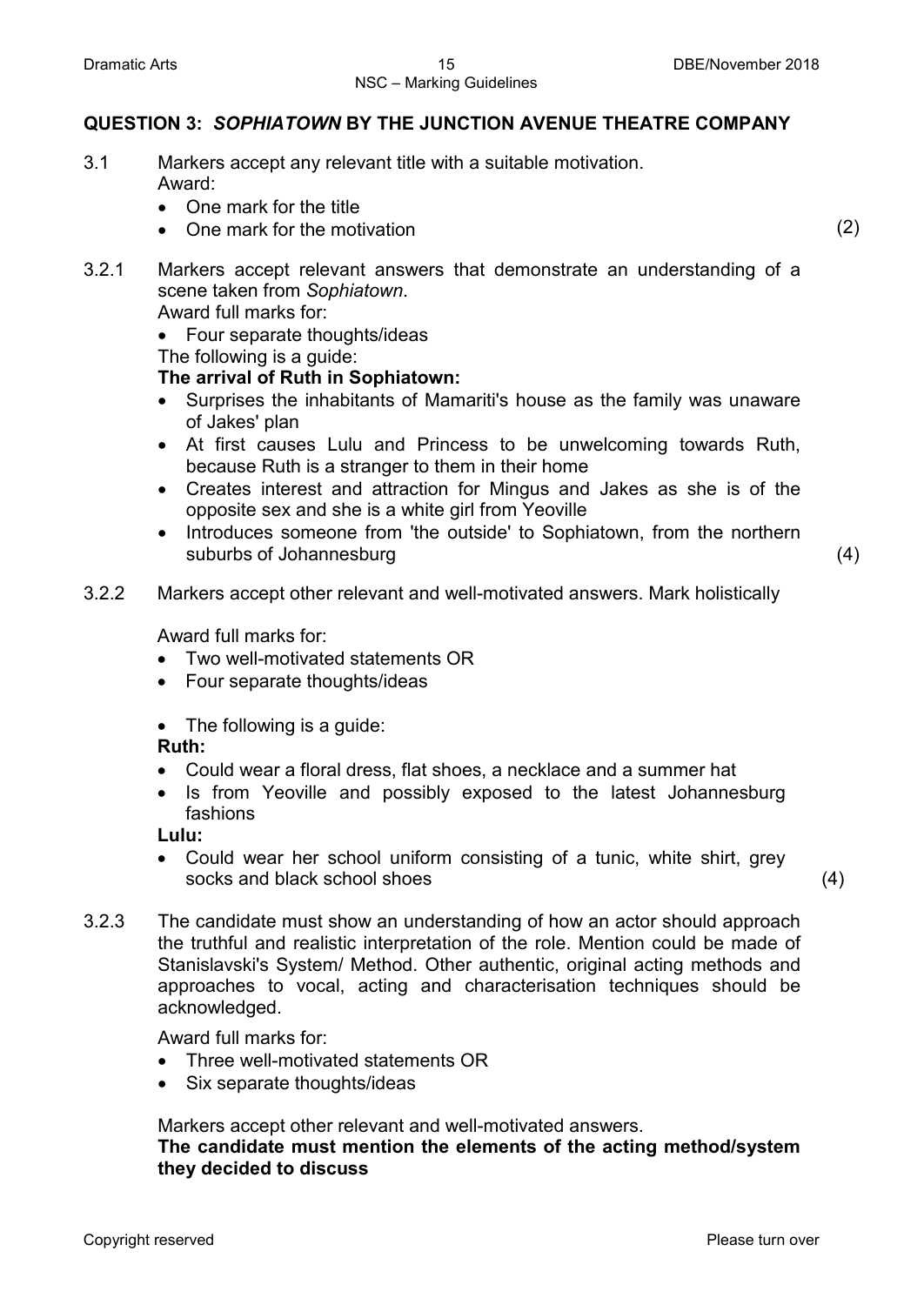## QUESTION 3: *SOPHIATOWN* BY THE JUNCTION AVENUE THEATRE COMPANY

3.1 Markers accept any relevant title with a suitable motivation.
Award:

- One mark for the title
- One mark for the motivation (2)

3.2.1 Markers accept relevant answers that demonstrate an understanding of a scene taken from *Sophiatown*.
Award full marks for:

- Four separate thoughts/ideas

The following is a guide:

**The arrival of Ruth in Sophiatown:**

- Surprises the inhabitants of Mamariti's house as the family was unaware of Jakes' plan
- At first causes Lulu and Princess to be unwelcoming towards Ruth, because Ruth is a stranger to them in their home
- Creates interest and attraction for Mingus and Jakes as she is of the opposite sex and she is a white girl from Yeoville
- Introduces someone from 'the outside' to Sophiatown, from the northern suburbs of Johannesburg (4)

3.2.2 Markers accept other relevant and well-motivated answers. Mark holistically

Award full marks for:

- Two well-motivated statements OR
- Four separate thoughts/ideas

- The following is a guide:

**Ruth:**

- Could wear a floral dress, flat shoes, a necklace and a summer hat
- Is from Yeoville and possibly exposed to the latest Johannesburg fashions

**Lulu:**

- Could wear her school uniform consisting of a tunic, white shirt, grey socks and black school shoes (4)

3.2.3 The candidate must show an understanding of how an actor should approach the truthful and realistic interpretation of the role. Mention could be made of Stanislavski's System/ Method. Other authentic, original acting methods and approaches to vocal, acting and characterisation techniques should be acknowledged.

Award full marks for:

- Three well-motivated statements OR
- Six separate thoughts/ideas

Markers accept other relevant and well-motivated answers.
**The candidate must mention the elements of the acting method/system they decided to discuss**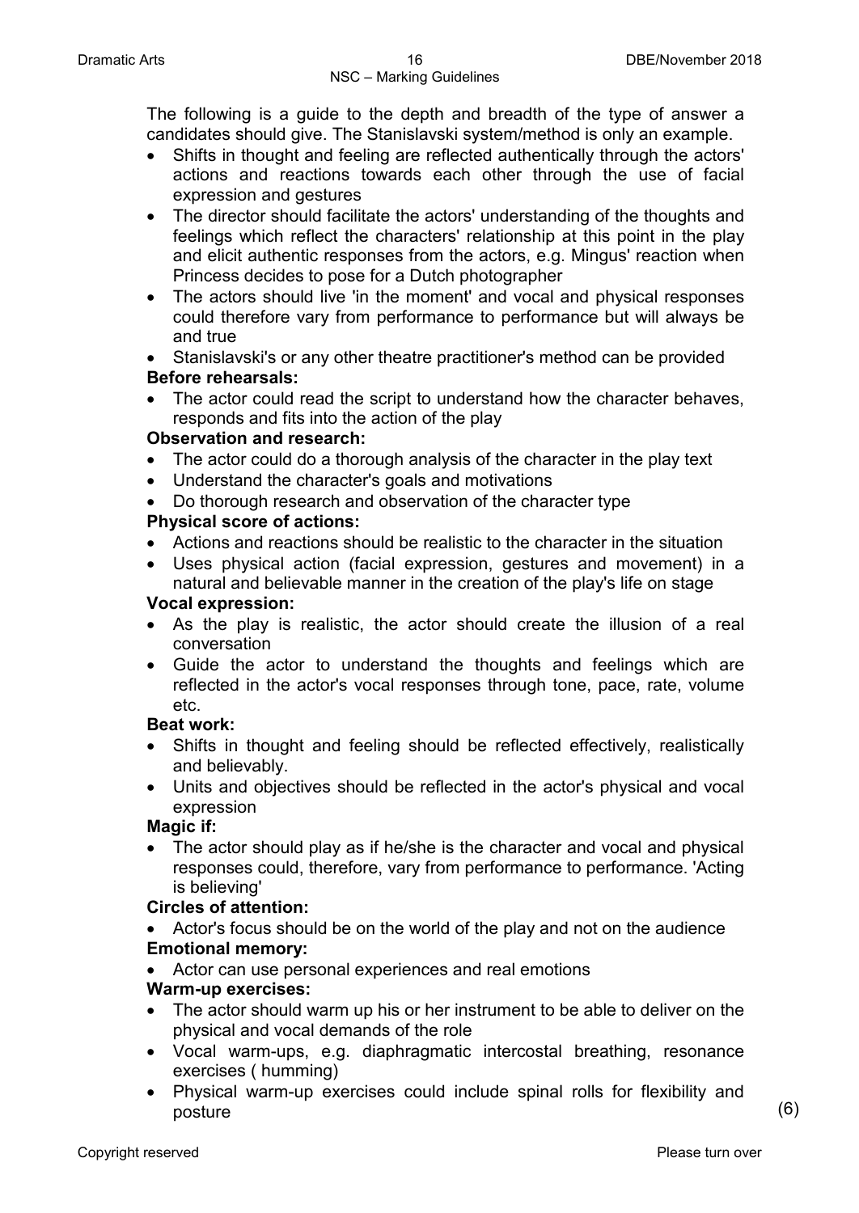The following is a guide to the depth and breadth of the type of answer a candidates should give. The Stanislavski system/method is only an example.

- Shifts in thought and feeling are reflected authentically through the actors' actions and reactions towards each other through the use of facial expression and gestures
- The director should facilitate the actors' understanding of the thoughts and feelings which reflect the characters' relationship at this point in the play and elicit authentic responses from the actors, e.g. Mingus' reaction when Princess decides to pose for a Dutch photographer
- The actors should live 'in the moment' and vocal and physical responses could therefore vary from performance to performance but will always be and true
- Stanislavski's or any other theatre practitioner's method can be provided

**Before rehearsals:**

- The actor could read the script to understand how the character behaves, responds and fits into the action of the play

**Observation and research:**

- The actor could do a thorough analysis of the character in the play text
- Understand the character's goals and motivations
- Do thorough research and observation of the character type

**Physical score of actions:**

- Actions and reactions should be realistic to the character in the situation
- Uses physical action (facial expression, gestures and movement) in a natural and believable manner in the creation of the play's life on stage

**Vocal expression:**

- As the play is realistic, the actor should create the illusion of a real conversation
- Guide the actor to understand the thoughts and feelings which are reflected in the actor's vocal responses through tone, pace, rate, volume etc.

**Beat work:**

- Shifts in thought and feeling should be reflected effectively, realistically and believably.
- Units and objectives should be reflected in the actor's physical and vocal expression

**Magic if:**

- The actor should play as if he/she is the character and vocal and physical responses could, therefore, vary from performance to performance. 'Acting is believing'

**Circles of attention:**

- Actor's focus should be on the world of the play and not on the audience

**Emotional memory:**

- Actor can use personal experiences and real emotions

**Warm-up exercises:**

- The actor should warm up his or her instrument to be able to deliver on the physical and vocal demands of the role
- Vocal warm-ups, e.g. diaphragmatic intercostal breathing, resonance exercises ( humming)
- Physical warm-up exercises could include spinal rolls for flexibility and posture

(6)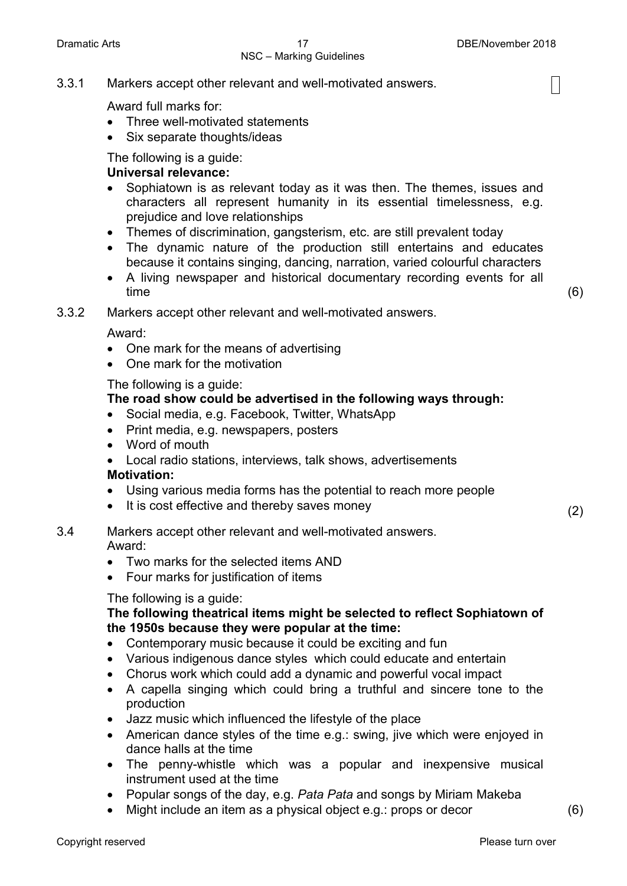3.3.1 Markers accept other relevant and well-motivated answers.

Award full marks for:

- Three well-motivated statements
- Six separate thoughts/ideas

The following is a guide:

**Universal relevance:**

- Sophiatown is as relevant today as it was then. The themes, issues and characters all represent humanity in its essential timelessness, e.g. prejudice and love relationships
- Themes of discrimination, gangsterism, etc. are still prevalent today
- The dynamic nature of the production still entertains and educates because it contains singing, dancing, narration, varied colourful characters
- A living newspaper and historical documentary recording events for all time (6)

3.3.2 Markers accept other relevant and well-motivated answers.

Award:

- One mark for the means of advertising
- One mark for the motivation

The following is a guide:

**The road show could be advertised in the following ways through:**

- Social media, e.g. Facebook, Twitter, WhatsApp
- Print media, e.g. newspapers, posters
- Word of mouth
- Local radio stations, interviews, talk shows, advertisements

**Motivation:**

- Using various media forms has the potential to reach more people
- It is cost effective and thereby saves money (2)

3.4 Markers accept other relevant and well-motivated answers.

Award:

- Two marks for the selected items AND
- Four marks for justification of items

The following is a guide:

**The following theatrical items might be selected to reflect Sophiatown of the 1950s because they were popular at the time:**

- Contemporary music because it could be exciting and fun
- Various indigenous dance styles which could educate and entertain
- Chorus work which could add a dynamic and powerful vocal impact
- A capella singing which could bring a truthful and sincere tone to the production
- Jazz music which influenced the lifestyle of the place
- American dance styles of the time e.g.: swing, jive which were enjoyed in dance halls at the time
- The penny-whistle which was a popular and inexpensive musical instrument used at the time
- Popular songs of the day, e.g. *Pata Pata* and songs by Miriam Makeba
- Might include an item as a physical object e.g.: props or decor (6)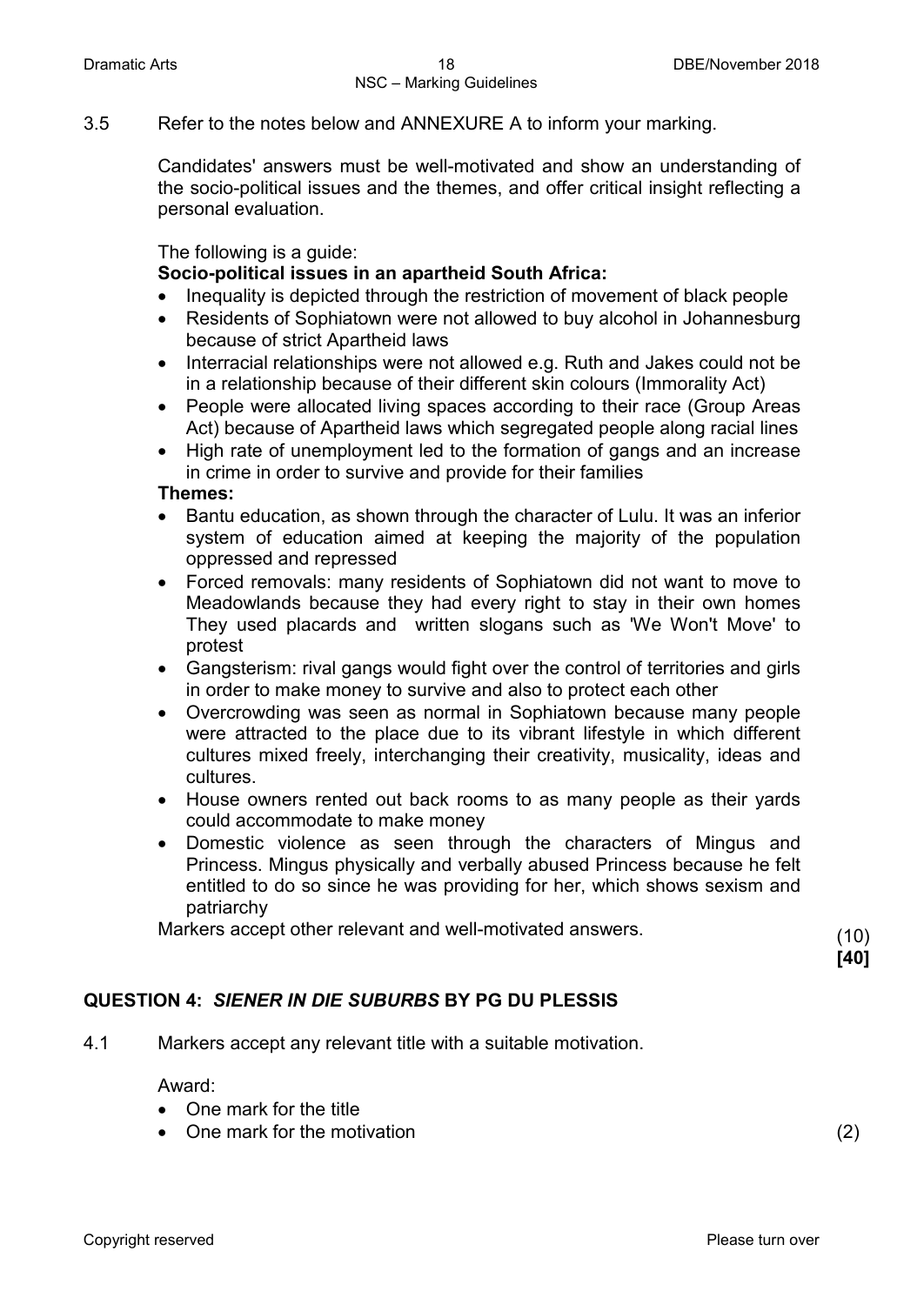3.5 Refer to the notes below and ANNEXURE A to inform your marking.

Candidates' answers must be well-motivated and show an understanding of the socio-political issues and the themes, and offer critical insight reflecting a personal evaluation.

The following is a guide:

**Socio-political issues in an apartheid South Africa:**

- Inequality is depicted through the restriction of movement of black people
- Residents of Sophiatown were not allowed to buy alcohol in Johannesburg because of strict Apartheid laws
- Interracial relationships were not allowed e.g. Ruth and Jakes could not be in a relationship because of their different skin colours (Immorality Act)
- People were allocated living spaces according to their race (Group Areas Act) because of Apartheid laws which segregated people along racial lines
- High rate of unemployment led to the formation of gangs and an increase in crime in order to survive and provide for their families

**Themes:**

- Bantu education, as shown through the character of Lulu. It was an inferior system of education aimed at keeping the majority of the population oppressed and repressed
- Forced removals: many residents of Sophiatown did not want to move to Meadowlands because they had every right to stay in their own homes They used placards and written slogans such as 'We Won't Move' to protest
- Gangsterism: rival gangs would fight over the control of territories and girls in order to make money to survive and also to protect each other
- Overcrowding was seen as normal in Sophiatown because many people were attracted to the place due to its vibrant lifestyle in which different cultures mixed freely, interchanging their creativity, musicality, ideas and cultures.
- House owners rented out back rooms to as many people as their yards could accommodate to make money
- Domestic violence as seen through the characters of Mingus and Princess. Mingus physically and verbally abused Princess because he felt entitled to do so since he was providing for her, which shows sexism and patriarchy

Markers accept other relevant and well-motivated answers. (10)

**[40]**

## QUESTION 4: *SIENER IN DIE SUBURBS* BY PG DU PLESSIS

4.1 Markers accept any relevant title with a suitable motivation.

Award:

- One mark for the title
- One mark for the motivation (2)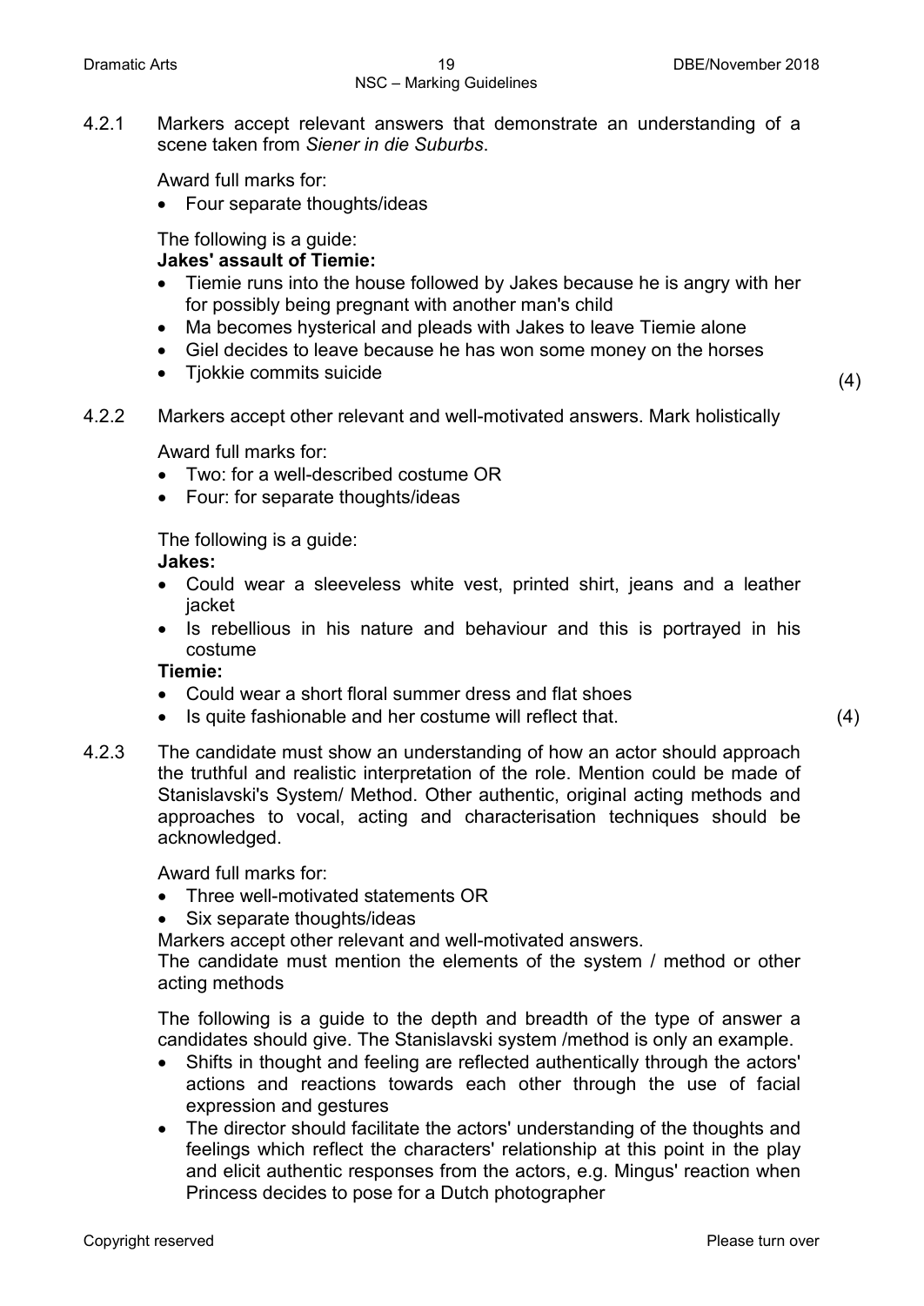4.2.1 Markers accept relevant answers that demonstrate an understanding of a scene taken from *Siener in die Suburbs*.

Award full marks for:

- Four separate thoughts/ideas

The following is a guide:

**Jakes' assault of Tiemie:**

- Tiemie runs into the house followed by Jakes because he is angry with her for possibly being pregnant with another man's child
- Ma becomes hysterical and pleads with Jakes to leave Tiemie alone
- Giel decides to leave because he has won some money on the horses
- Tjokkie commits suicide

(4)

4.2.2 Markers accept other relevant and well-motivated answers. Mark holistically

Award full marks for:

- Two: for a well-described costume OR
- Four: for separate thoughts/ideas

The following is a guide:

**Jakes:**

- Could wear a sleeveless white vest, printed shirt, jeans and a leather jacket
- Is rebellious in his nature and behaviour and this is portrayed in his costume

**Tiemie:**

- Could wear a short floral summer dress and flat shoes
- Is quite fashionable and her costume will reflect that.

(4)

4.2.3 The candidate must show an understanding of how an actor should approach the truthful and realistic interpretation of the role. Mention could be made of Stanislavski's System/ Method. Other authentic, original acting methods and approaches to vocal, acting and characterisation techniques should be acknowledged.

Award full marks for:

- Three well-motivated statements OR
- Six separate thoughts/ideas

Markers accept other relevant and well-motivated answers.

The candidate must mention the elements of the system / method or other acting methods

The following is a guide to the depth and breadth of the type of answer a candidates should give. The Stanislavski system /method is only an example.

- Shifts in thought and feeling are reflected authentically through the actors' actions and reactions towards each other through the use of facial expression and gestures
- The director should facilitate the actors' understanding of the thoughts and feelings which reflect the characters' relationship at this point in the play and elicit authentic responses from the actors, e.g. Mingus' reaction when Princess decides to pose for a Dutch photographer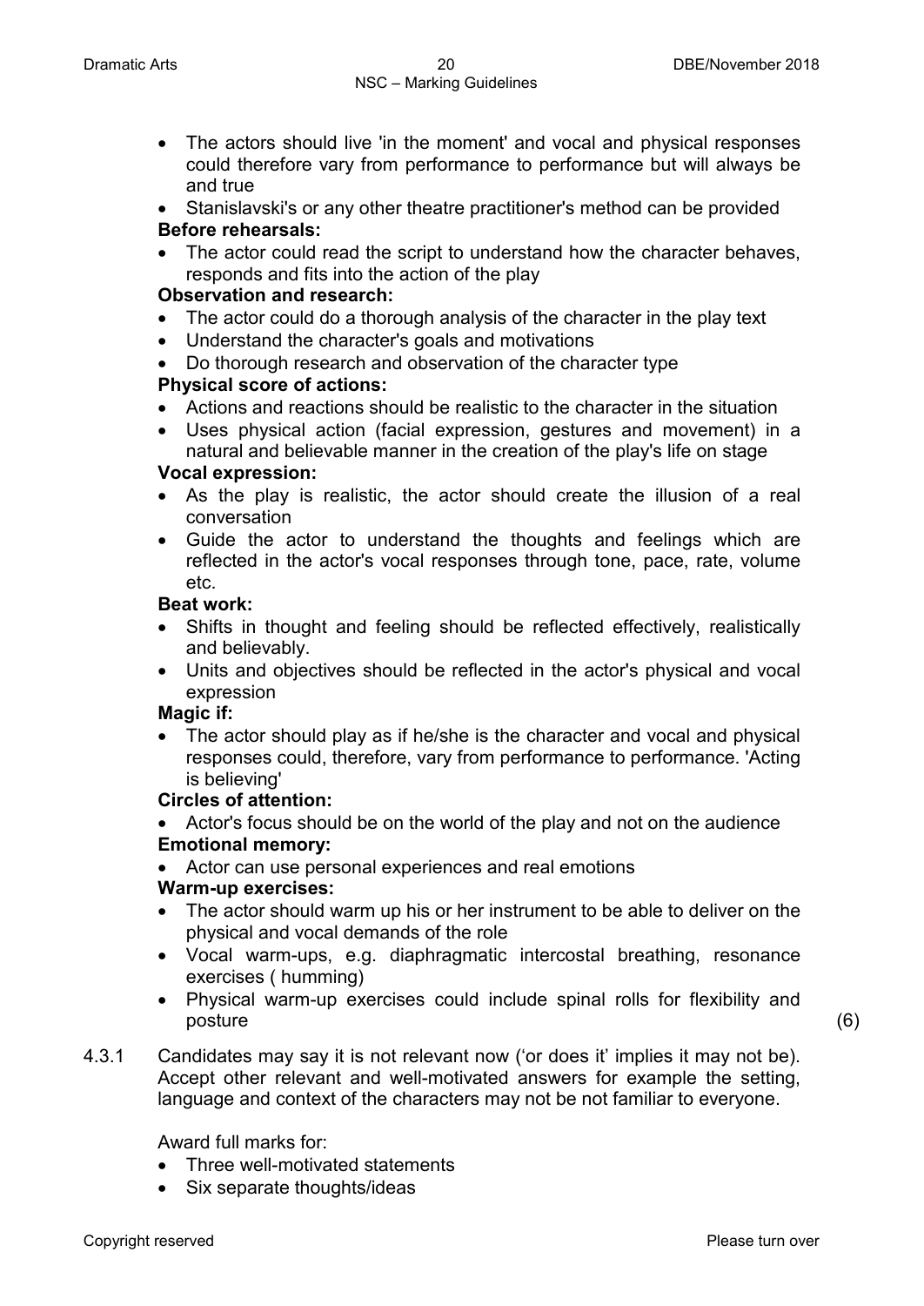- The actors should live 'in the moment' and vocal and physical responses could therefore vary from performance to performance but will always be and true
- Stanislavski's or any other theatre practitioner's method can be provided

**Before rehearsals:**

- The actor could read the script to understand how the character behaves, responds and fits into the action of the play

**Observation and research:**

- The actor could do a thorough analysis of the character in the play text
- Understand the character's goals and motivations
- Do thorough research and observation of the character type

**Physical score of actions:**

- Actions and reactions should be realistic to the character in the situation
- Uses physical action (facial expression, gestures and movement) in a natural and believable manner in the creation of the play's life on stage

**Vocal expression:**

- As the play is realistic, the actor should create the illusion of a real conversation
- Guide the actor to understand the thoughts and feelings which are reflected in the actor's vocal responses through tone, pace, rate, volume etc.

**Beat work:**

- Shifts in thought and feeling should be reflected effectively, realistically and believably.
- Units and objectives should be reflected in the actor's physical and vocal expression

**Magic if:**

- The actor should play as if he/she is the character and vocal and physical responses could, therefore, vary from performance to performance. 'Acting is believing'

**Circles of attention:**

- Actor's focus should be on the world of the play and not on the audience

**Emotional memory:**

- Actor can use personal experiences and real emotions

**Warm-up exercises:**

- The actor should warm up his or her instrument to be able to deliver on the physical and vocal demands of the role
- Vocal warm-ups, e.g. diaphragmatic intercostal breathing, resonance exercises ( humming)
- Physical warm-up exercises could include spinal rolls for flexibility and posture (6)

4.3.1 Candidates may say it is not relevant now ('or does it' implies it may not be). Accept other relevant and well-motivated answers for example the setting, language and context of the characters may not be not familiar to everyone.

Award full marks for:

- Three well-motivated statements
- Six separate thoughts/ideas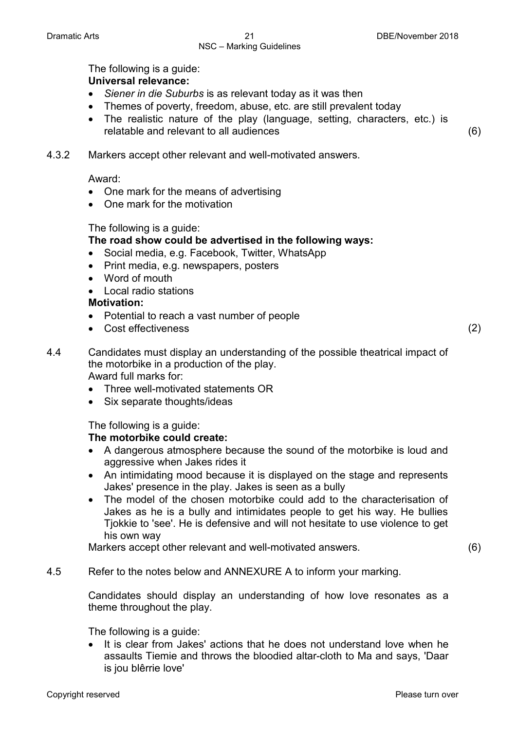The following is a guide:

**Universal relevance:**

- *Siener in die Suburbs* is as relevant today as it was then
- Themes of poverty, freedom, abuse, etc. are still prevalent today
- The realistic nature of the play (language, setting, characters, etc.) is relatable and relevant to all audiences (6)

4.3.2 Markers accept other relevant and well-motivated answers.

Award:

- One mark for the means of advertising
- One mark for the motivation

The following is a guide:

**The road show could be advertised in the following ways:**

- Social media, e.g. Facebook, Twitter, WhatsApp
- Print media, e.g. newspapers, posters
- Word of mouth
- Local radio stations

**Motivation:**

- Potential to reach a vast number of people
- Cost effectiveness (2)

4.4 Candidates must display an understanding of the possible theatrical impact of the motorbike in a production of the play.
Award full marks for:

- Three well-motivated statements OR
- Six separate thoughts/ideas

The following is a guide:

**The motorbike could create:**

- A dangerous atmosphere because the sound of the motorbike is loud and aggressive when Jakes rides it
- An intimidating mood because it is displayed on the stage and represents Jakes' presence in the play. Jakes is seen as a bully
- The model of the chosen motorbike could add to the characterisation of Jakes as he is a bully and intimidates people to get his way. He bullies Tjokkie to 'see'. He is defensive and will not hesitate to use violence to get his own way

Markers accept other relevant and well-motivated answers. (6)

4.5 Refer to the notes below and ANNEXURE A to inform your marking.

Candidates should display an understanding of how love resonates as a theme throughout the play.

The following is a guide:

- It is clear from Jakes' actions that he does not understand love when he assaults Tiemie and throws the bloodied altar-cloth to Ma and says, 'Daar is jou blêrrie love'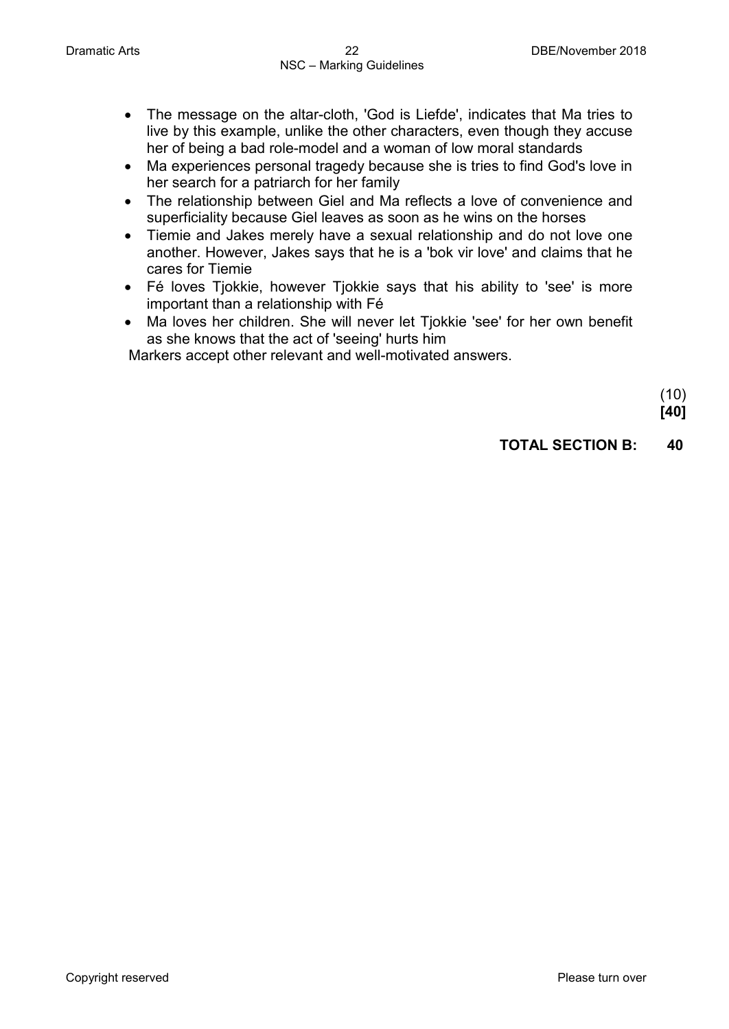- The message on the altar-cloth, 'God is Liefde', indicates that Ma tries to live by this example, unlike the other characters, even though they accuse her of being a bad role-model and a woman of low moral standards
- Ma experiences personal tragedy because she is tries to find God's love in her search for a patriarch for her family
- The relationship between Giel and Ma reflects a love of convenience and superficiality because Giel leaves as soon as he wins on the horses
- Tiemie and Jakes merely have a sexual relationship and do not love one another. However, Jakes says that he is a 'bok vir love' and claims that he cares for Tiemie
- Fé loves Tjokkie, however Tjokkie says that his ability to 'see' is more important than a relationship with Fé
- Ma loves her children. She will never let Tjokkie 'see' for her own benefit as she knows that the act of 'seeing' hurts him

Markers accept other relevant and well-motivated answers.

(10)
**[40]**

**TOTAL SECTION B: 40**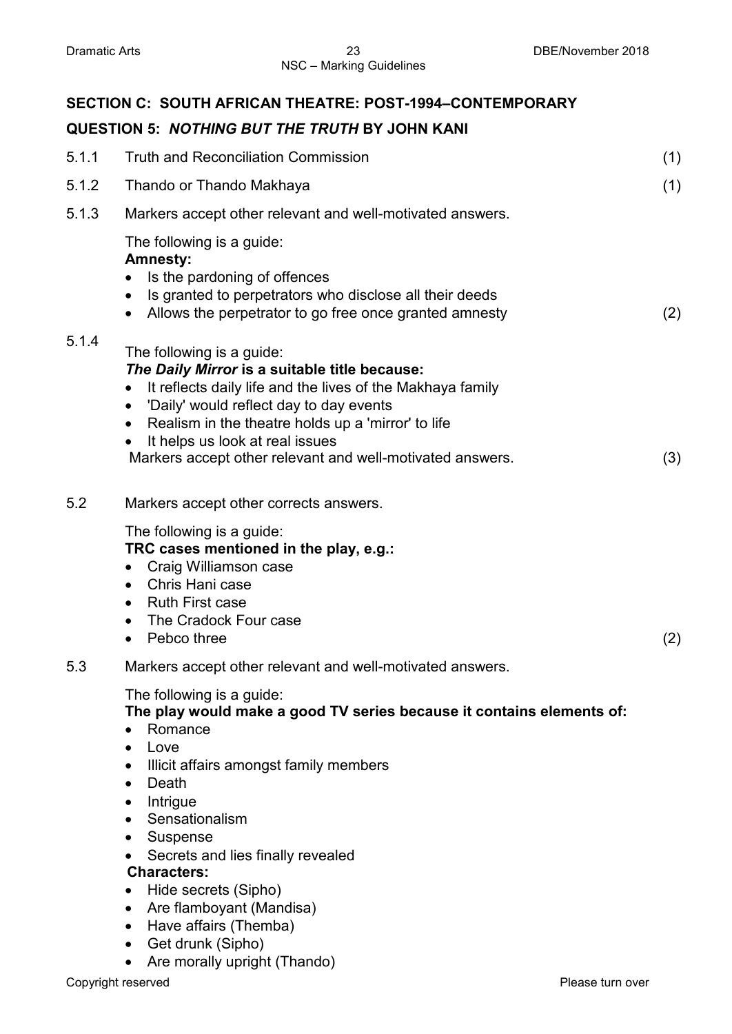## SECTION C: SOUTH AFRICAN THEATRE: POST-1994–CONTEMPORARY

### QUESTION 5: *NOTHING BUT THE TRUTH* BY JOHN KANI

5.1.1 Truth and Reconciliation Commission (1)

5.1.2 Thando or Thando Makhaya (1)

5.1.3 Markers accept other relevant and well-motivated answers.

The following is a guide:

**Amnesty:**

- Is the pardoning of offences
- Is granted to perpetrators who disclose all their deeds
- Allows the perpetrator to go free once granted amnesty (2)

5.1.4 The following is a guide:

***The Daily Mirror* is a suitable title because:**

- It reflects daily life and the lives of the Makhaya family
- 'Daily' would reflect day to day events
- Realism in the theatre holds up a 'mirror' to life
- It helps us look at real issues

Markers accept other relevant and well-motivated answers. (3)

5.2 Markers accept other corrects answers.

The following is a guide:

**TRC cases mentioned in the play, e.g.:**

- Craig Williamson case
- Chris Hani case
- Ruth First case
- The Cradock Four case
- Pebco three (2)

5.3 Markers accept other relevant and well-motivated answers.

The following is a guide:

**The play would make a good TV series because it contains elements of:**

- Romance
- Love
- Illicit affairs amongst family members
- Death
- Intrigue
- Sensationalism
- Suspense
- Secrets and lies finally revealed

**Characters:**

- Hide secrets (Sipho)
- Are flamboyant (Mandisa)
- Have affairs (Themba)
- Get drunk (Sipho)
- Are morally upright (Thando)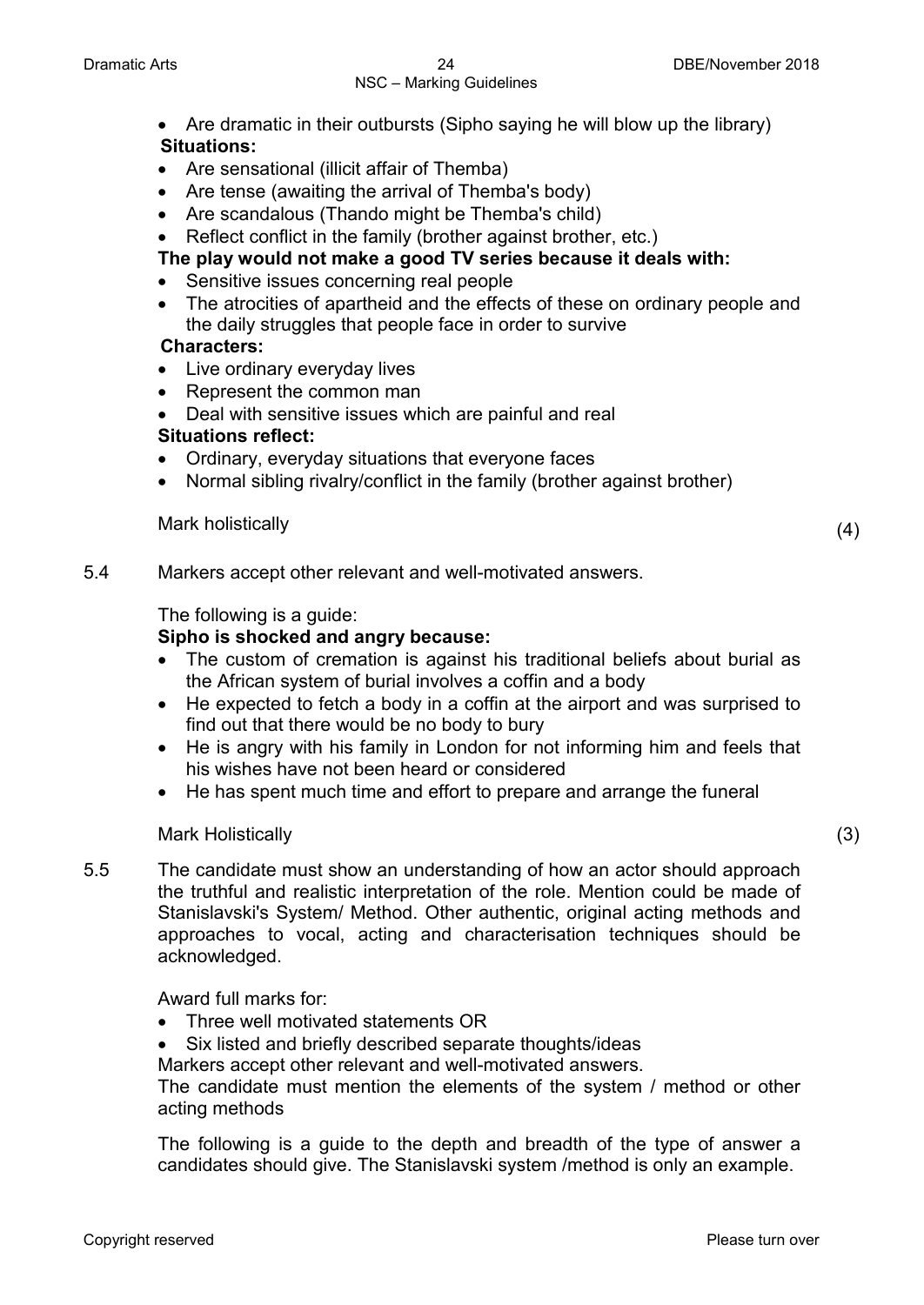- Are dramatic in their outbursts (Sipho saying he will blow up the library)

**Situations:**

- Are sensational (illicit affair of Themba)
- Are tense (awaiting the arrival of Themba's body)
- Are scandalous (Thando might be Themba's child)
- Reflect conflict in the family (brother against brother, etc.)

**The play would not make a good TV series because it deals with:**

- Sensitive issues concerning real people
- The atrocities of apartheid and the effects of these on ordinary people and the daily struggles that people face in order to survive

**Characters:**

- Live ordinary everyday lives
- Represent the common man
- Deal with sensitive issues which are painful and real

**Situations reflect:**

- Ordinary, everyday situations that everyone faces
- Normal sibling rivalry/conflict in the family (brother against brother)

Mark holistically (4)

5.4 Markers accept other relevant and well-motivated answers.

The following is a guide:

**Sipho is shocked and angry because:**

- The custom of cremation is against his traditional beliefs about burial as the African system of burial involves a coffin and a body
- He expected to fetch a body in a coffin at the airport and was surprised to find out that there would be no body to bury
- He is angry with his family in London for not informing him and feels that his wishes have not been heard or considered
- He has spent much time and effort to prepare and arrange the funeral

Mark Holistically (3)

5.5 The candidate must show an understanding of how an actor should approach the truthful and realistic interpretation of the role. Mention could be made of Stanislavski's System/ Method. Other authentic, original acting methods and approaches to vocal, acting and characterisation techniques should be acknowledged.

Award full marks for:

- Three well motivated statements OR
- Six listed and briefly described separate thoughts/ideas

Markers accept other relevant and well-motivated answers.
The candidate must mention the elements of the system / method or other acting methods

The following is a guide to the depth and breadth of the type of answer a candidates should give. The Stanislavski system /method is only an example.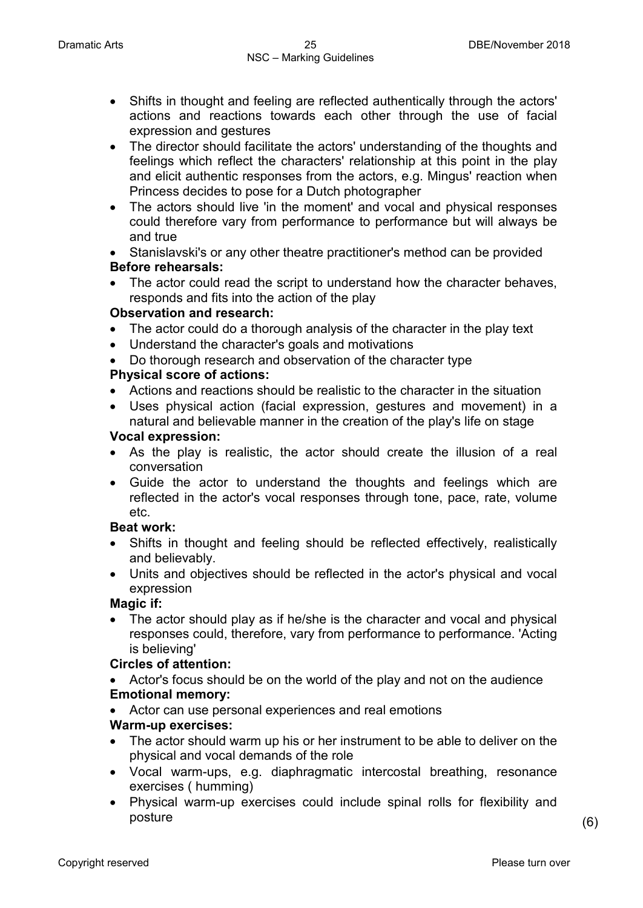- Shifts in thought and feeling are reflected authentically through the actors' actions and reactions towards each other through the use of facial expression and gestures
- The director should facilitate the actors' understanding of the thoughts and feelings which reflect the characters' relationship at this point in the play and elicit authentic responses from the actors, e.g. Mingus' reaction when Princess decides to pose for a Dutch photographer
- The actors should live 'in the moment' and vocal and physical responses could therefore vary from performance to performance but will always be and true
- Stanislavski's or any other theatre practitioner's method can be provided

**Before rehearsals:**

- The actor could read the script to understand how the character behaves, responds and fits into the action of the play

**Observation and research:**

- The actor could do a thorough analysis of the character in the play text
- Understand the character's goals and motivations
- Do thorough research and observation of the character type

**Physical score of actions:**

- Actions and reactions should be realistic to the character in the situation
- Uses physical action (facial expression, gestures and movement) in a natural and believable manner in the creation of the play's life on stage

**Vocal expression:**

- As the play is realistic, the actor should create the illusion of a real conversation
- Guide the actor to understand the thoughts and feelings which are reflected in the actor's vocal responses through tone, pace, rate, volume etc.

**Beat work:**

- Shifts in thought and feeling should be reflected effectively, realistically and believably.
- Units and objectives should be reflected in the actor's physical and vocal expression

**Magic if:**

- The actor should play as if he/she is the character and vocal and physical responses could, therefore, vary from performance to performance. 'Acting is believing'

**Circles of attention:**

- Actor's focus should be on the world of the play and not on the audience

**Emotional memory:**

- Actor can use personal experiences and real emotions

**Warm-up exercises:**

- The actor should warm up his or her instrument to be able to deliver on the physical and vocal demands of the role
- Vocal warm-ups, e.g. diaphragmatic intercostal breathing, resonance exercises ( humming)
- Physical warm-up exercises could include spinal rolls for flexibility and posture

(6)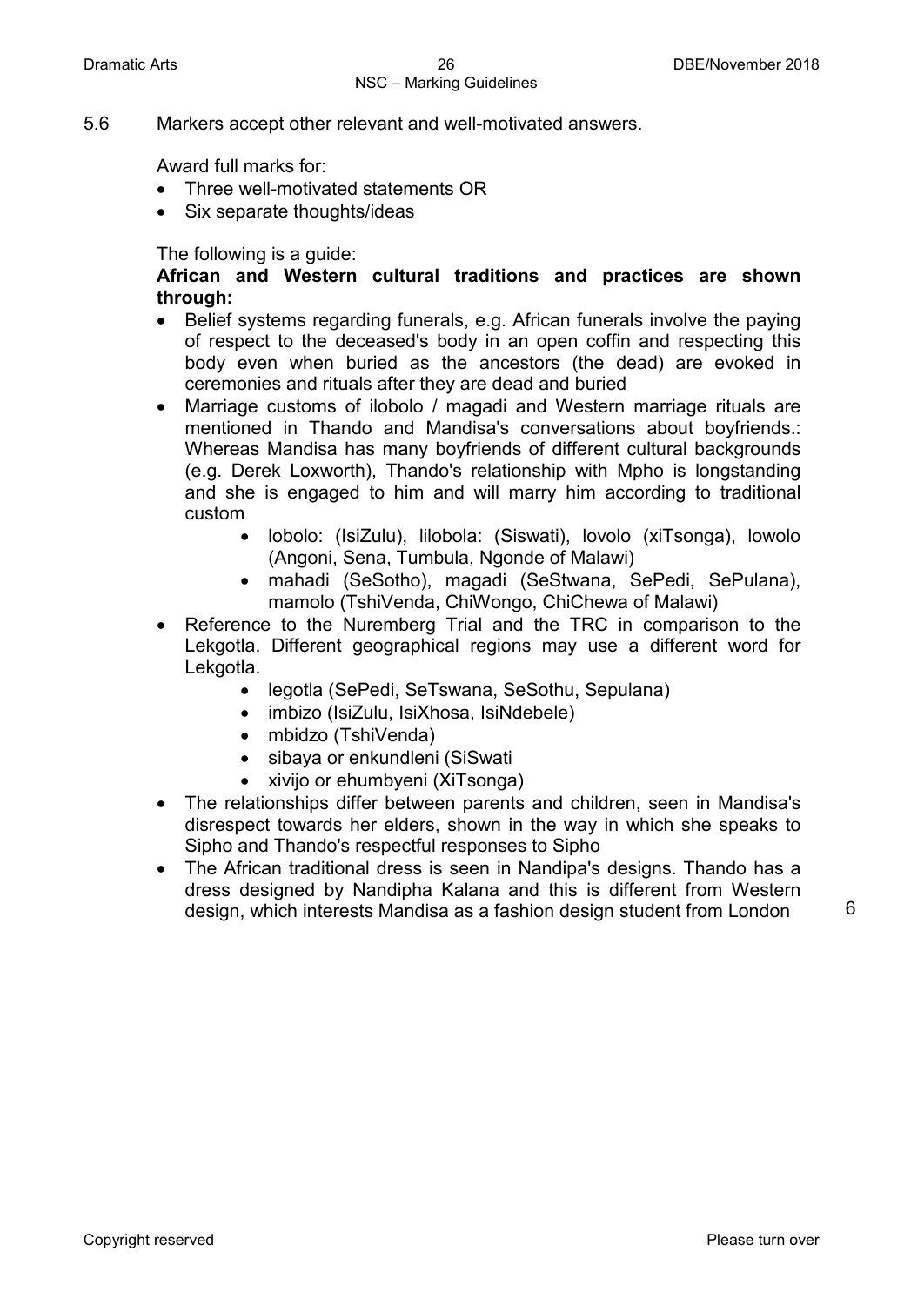5.6 Markers accept other relevant and well-motivated answers.

Award full marks for:

- Three well-motivated statements OR
- Six separate thoughts/ideas

The following is a guide:

**African and Western cultural traditions and practices are shown through:**

- Belief systems regarding funerals, e.g. African funerals involve the paying of respect to the deceased's body in an open coffin and respecting this body even when buried as the ancestors (the dead) are evoked in ceremonies and rituals after they are dead and buried
- Marriage customs of ilobolo / magadi and Western marriage rituals are mentioned in Thando and Mandisa's conversations about boyfriends.: Whereas Mandisa has many boyfriends of different cultural backgrounds (e.g. Derek Loxworth), Thando's relationship with Mpho is longstanding and she is engaged to him and will marry him according to traditional custom
    - lobolo: (IsiZulu), lilobola: (Siswati), lovolo (xiTsonga), lowolo (Angoni, Sena, Tumbula, Ngonde of Malawi)
    - mahadi (SeSotho), magadi (SeStwana, SePedi, SePulana), mamolo (TshiVenda, ChiWongo, ChiChewa of Malawi)
- Reference to the Nuremberg Trial and the TRC in comparison to the Lekgotla. Different geographical regions may use a different word for Lekgotla.
    - legotla (SePedi, SeTswana, SeSothu, Sepulana)
    - imbizo (IsiZulu, IsiXhosa, IsiNdebele)
    - mbidzo (TshiVenda)
    - sibaya or enkundleni (SiSwati
    - xivijo or ehumbyeni (XiTsonga)
- The relationships differ between parents and children, seen in Mandisa's disrespect towards her elders, shown in the way in which she speaks to Sipho and Thando's respectful responses to Sipho
- The African traditional dress is seen in Nandipa's designs. Thando has a dress designed by Nandipha Kalana and this is different from Western design, which interests Mandisa as a fashion design student from London 6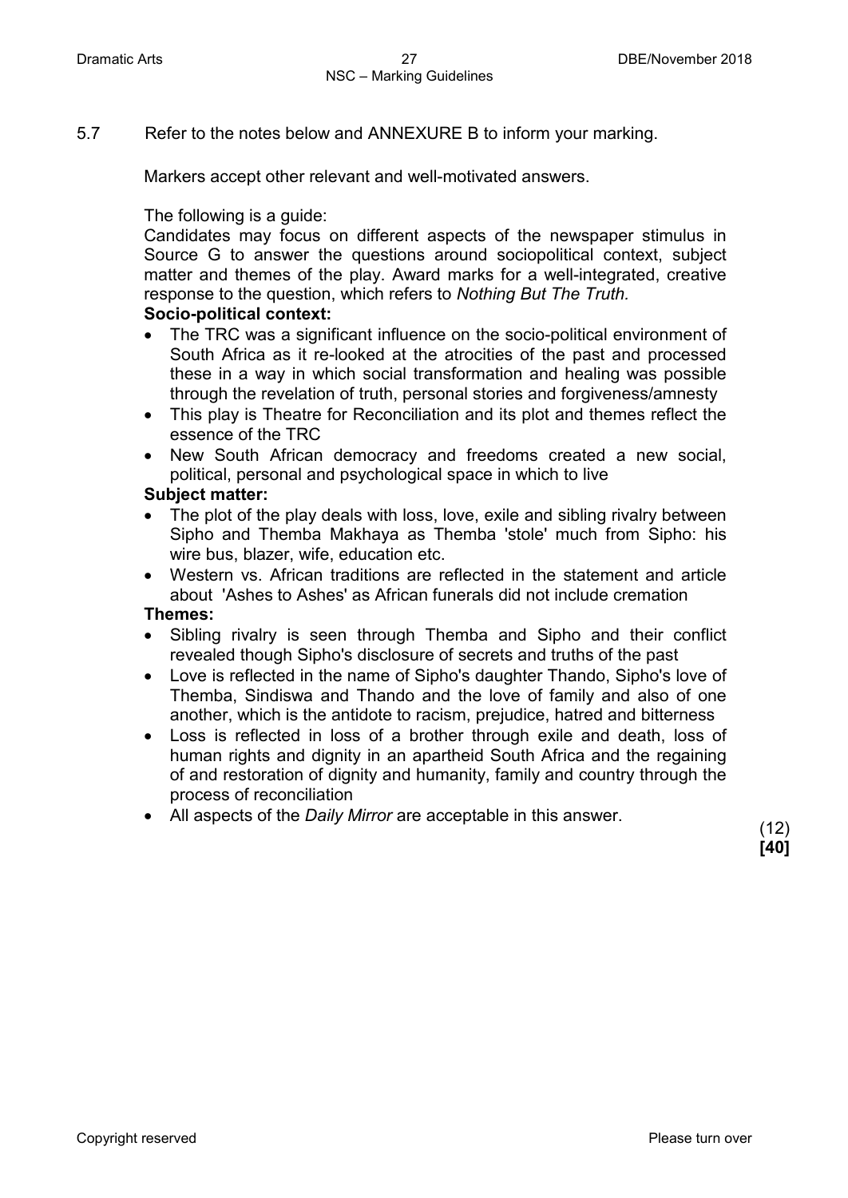5.7 Refer to the notes below and ANNEXURE B to inform your marking.

Markers accept other relevant and well-motivated answers.

The following is a guide:
Candidates may focus on different aspects of the newspaper stimulus in Source G to answer the questions around sociopolitical context, subject matter and themes of the play. Award marks for a well-integrated, creative response to the question, which refers to *Nothing But The Truth.*

**Socio-political context:**

- The TRC was a significant influence on the socio-political environment of South Africa as it re-looked at the atrocities of the past and processed these in a way in which social transformation and healing was possible through the revelation of truth, personal stories and forgiveness/amnesty
- This play is Theatre for Reconciliation and its plot and themes reflect the essence of the TRC
- New South African democracy and freedoms created a new social, political, personal and psychological space in which to live

**Subject matter:**

- The plot of the play deals with loss, love, exile and sibling rivalry between Sipho and Themba Makhaya as Themba 'stole' much from Sipho: his wire bus, blazer, wife, education etc.
- Western vs. African traditions are reflected in the statement and article about 'Ashes to Ashes' as African funerals did not include cremation

**Themes:**

- Sibling rivalry is seen through Themba and Sipho and their conflict revealed though Sipho's disclosure of secrets and truths of the past
- Love is reflected in the name of Sipho's daughter Thando, Sipho's love of Themba, Sindiswa and Thando and the love of family and also of one another, which is the antidote to racism, prejudice, hatred and bitterness
- Loss is reflected in loss of a brother through exile and death, loss of human rights and dignity in an apartheid South Africa and the regaining of and restoration of dignity and humanity, family and country through the process of reconciliation
- All aspects of the *Daily Mirror* are acceptable in this answer.

(12)
**[40]**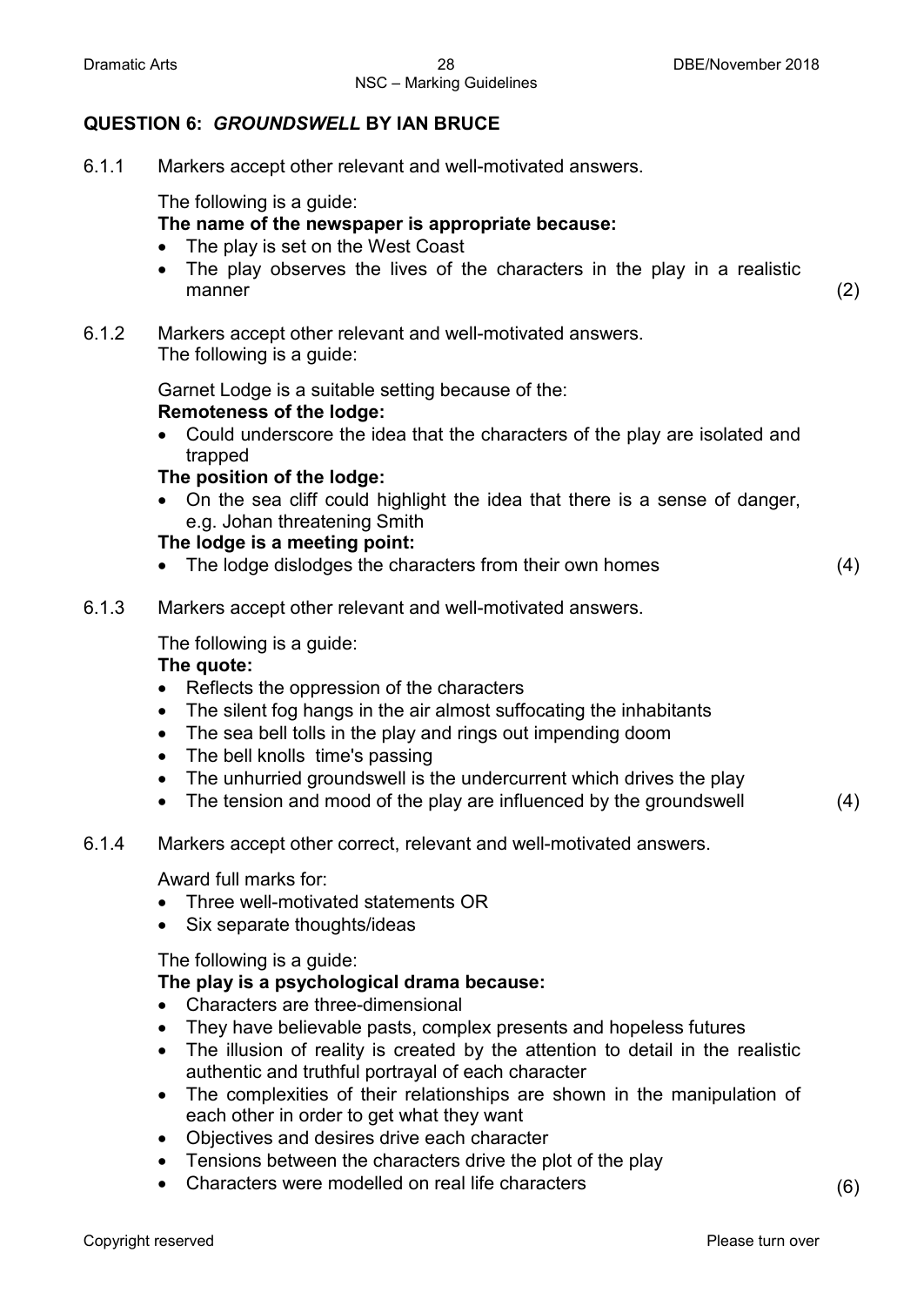## QUESTION 6: *GROUNDSWELL* BY IAN BRUCE

6.1.1 Markers accept other relevant and well-motivated answers.

The following is a guide:

**The name of the newspaper is appropriate because:**

- The play is set on the West Coast
- The play observes the lives of the characters in the play in a realistic manner

(2)

6.1.2 Markers accept other relevant and well-motivated answers.
The following is a guide:

Garnet Lodge is a suitable setting because of the:

**Remoteness of the lodge:**

- Could underscore the idea that the characters of the play are isolated and trapped

**The position of the lodge:**

- On the sea cliff could highlight the idea that there is a sense of danger, e.g. Johan threatening Smith

**The lodge is a meeting point:**

- The lodge dislodges the characters from their own homes

(4)

6.1.3 Markers accept other relevant and well-motivated answers.

The following is a guide:

**The quote:**

- Reflects the oppression of the characters
- The silent fog hangs in the air almost suffocating the inhabitants
- The sea bell tolls in the play and rings out impending doom
- The bell knolls time's passing
- The unhurried groundswell is the undercurrent which drives the play
- The tension and mood of the play are influenced by the groundswell

(4)

6.1.4 Markers accept other correct, relevant and well-motivated answers.

Award full marks for:

- Three well-motivated statements OR
- Six separate thoughts/ideas

The following is a guide:

**The play is a psychological drama because:**

- Characters are three-dimensional
- They have believable pasts, complex presents and hopeless futures
- The illusion of reality is created by the attention to detail in the realistic authentic and truthful portrayal of each character
- The complexities of their relationships are shown in the manipulation of each other in order to get what they want
- Objectives and desires drive each character
- Tensions between the characters drive the plot of the play
- Characters were modelled on real life characters

(6)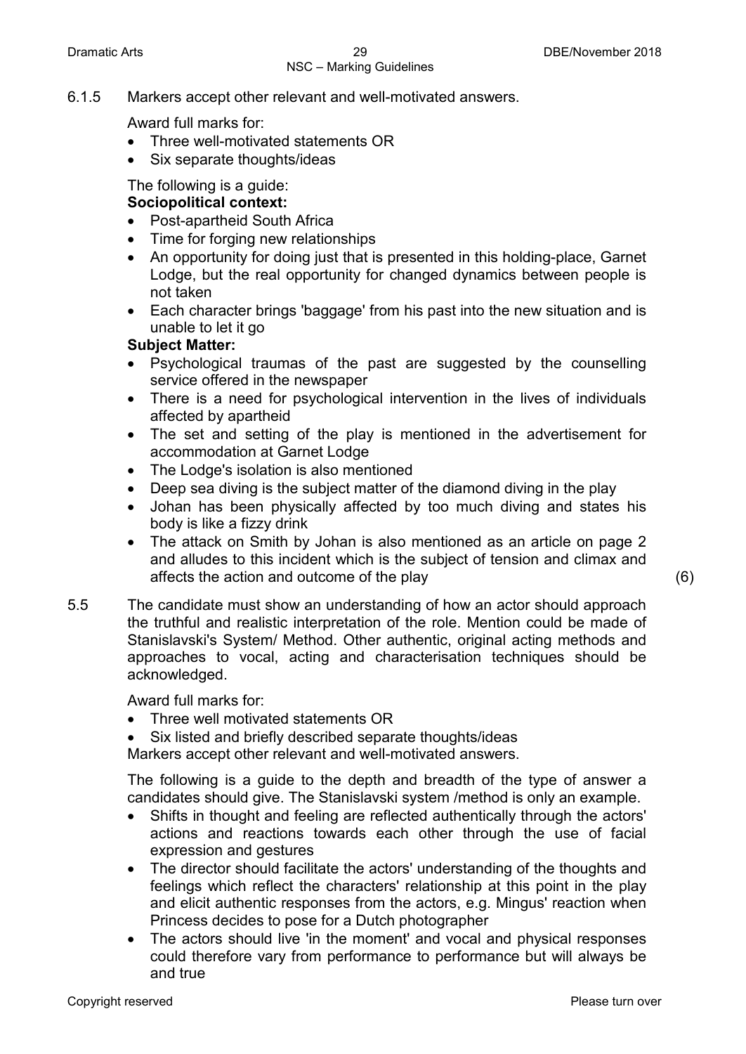6.1.5 Markers accept other relevant and well-motivated answers.

Award full marks for:

- Three well-motivated statements OR
- Six separate thoughts/ideas

The following is a guide:

**Sociopolitical context:**

- Post-apartheid South Africa
- Time for forging new relationships
- An opportunity for doing just that is presented in this holding-place, Garnet Lodge, but the real opportunity for changed dynamics between people is not taken
- Each character brings 'baggage' from his past into the new situation and is unable to let it go

**Subject Matter:**

- Psychological traumas of the past are suggested by the counselling service offered in the newspaper
- There is a need for psychological intervention in the lives of individuals affected by apartheid
- The set and setting of the play is mentioned in the advertisement for accommodation at Garnet Lodge
- The Lodge's isolation is also mentioned
- Deep sea diving is the subject matter of the diamond diving in the play
- Johan has been physically affected by too much diving and states his body is like a fizzy drink
- The attack on Smith by Johan is also mentioned as an article on page 2 and alludes to this incident which is the subject of tension and climax and affects the action and outcome of the play (6)

5.5 The candidate must show an understanding of how an actor should approach the truthful and realistic interpretation of the role. Mention could be made of Stanislavski's System/ Method. Other authentic, original acting methods and approaches to vocal, acting and characterisation techniques should be acknowledged.

Award full marks for:

- Three well motivated statements OR
- Six listed and briefly described separate thoughts/ideas

Markers accept other relevant and well-motivated answers.

The following is a guide to the depth and breadth of the type of answer a candidates should give. The Stanislavski system /method is only an example.

- Shifts in thought and feeling are reflected authentically through the actors' actions and reactions towards each other through the use of facial expression and gestures
- The director should facilitate the actors' understanding of the thoughts and feelings which reflect the characters' relationship at this point in the play and elicit authentic responses from the actors, e.g. Mingus' reaction when Princess decides to pose for a Dutch photographer
- The actors should live 'in the moment' and vocal and physical responses could therefore vary from performance to performance but will always be and true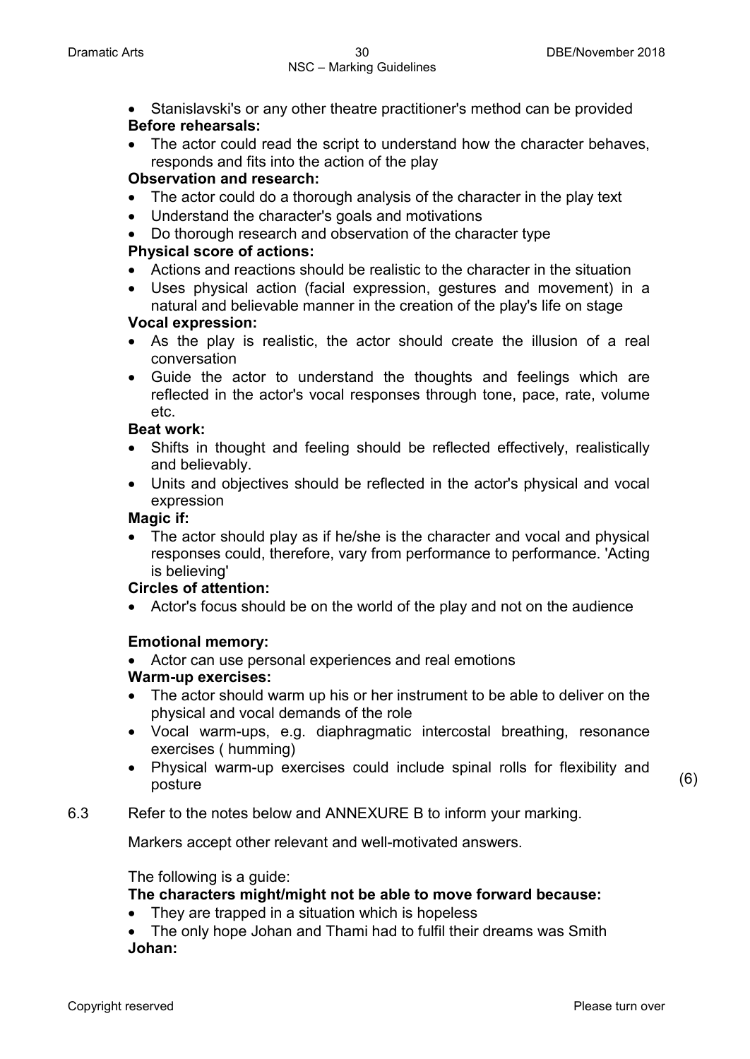- Stanislavski's or any other theatre practitioner's method can be provided

**Before rehearsals:**

- The actor could read the script to understand how the character behaves, responds and fits into the action of the play

**Observation and research:**

- The actor could do a thorough analysis of the character in the play text
- Understand the character's goals and motivations
- Do thorough research and observation of the character type

**Physical score of actions:**

- Actions and reactions should be realistic to the character in the situation
- Uses physical action (facial expression, gestures and movement) in a natural and believable manner in the creation of the play's life on stage

**Vocal expression:**

- As the play is realistic, the actor should create the illusion of a real conversation
- Guide the actor to understand the thoughts and feelings which are reflected in the actor's vocal responses through tone, pace, rate, volume etc.

**Beat work:**

- Shifts in thought and feeling should be reflected effectively, realistically and believably.
- Units and objectives should be reflected in the actor's physical and vocal expression

**Magic if:**

- The actor should play as if he/she is the character and vocal and physical responses could, therefore, vary from performance to performance. 'Acting is believing'

**Circles of attention:**

- Actor's focus should be on the world of the play and not on the audience

**Emotional memory:**

- Actor can use personal experiences and real emotions

**Warm-up exercises:**

- The actor should warm up his or her instrument to be able to deliver on the physical and vocal demands of the role
- Vocal warm-ups, e.g. diaphragmatic intercostal breathing, resonance exercises ( humming)
- Physical warm-up exercises could include spinal rolls for flexibility and posture (6)

6.3 Refer to the notes below and ANNEXURE B to inform your marking.

Markers accept other relevant and well-motivated answers.

The following is a guide:

**The characters might/might not be able to move forward because:**

- They are trapped in a situation which is hopeless
- The only hope Johan and Thami had to fulfil their dreams was Smith

**Johan:**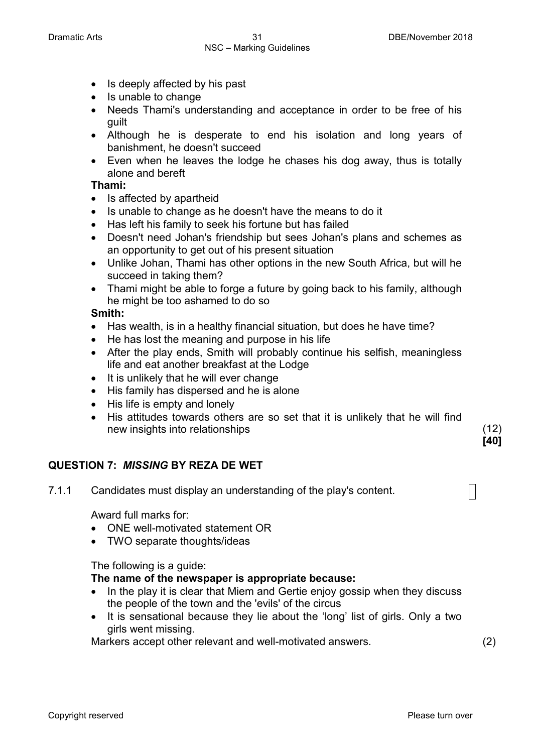- Is deeply affected by his past
- Is unable to change
- Needs Thami's understanding and acceptance in order to be free of his guilt
- Although he is desperate to end his isolation and long years of banishment, he doesn't succeed
- Even when he leaves the lodge he chases his dog away, thus is totally alone and bereft

**Thami:**

- Is affected by apartheid
- Is unable to change as he doesn't have the means to do it
- Has left his family to seek his fortune but has failed
- Doesn't need Johan's friendship but sees Johan's plans and schemes as an opportunity to get out of his present situation
- Unlike Johan, Thami has other options in the new South Africa, but will he succeed in taking them?
- Thami might be able to forge a future by going back to his family, although he might be too ashamed to do so

**Smith:**

- Has wealth, is in a healthy financial situation, but does he have time?
- He has lost the meaning and purpose in his life
- After the play ends, Smith will probably continue his selfish, meaningless life and eat another breakfast at the Lodge
- It is unlikely that he will ever change
- His family has dispersed and he is alone
- His life is empty and lonely
- His attitudes towards others are so set that it is unlikely that he will find new insights into relationships (12)

**[40]**

## QUESTION 7: *MISSING* BY REZA DE WET

7.1.1 Candidates must display an understanding of the play's content.

Award full marks for:

- ONE well-motivated statement OR
- TWO separate thoughts/ideas

The following is a guide:

**The name of the newspaper is appropriate because:**

- In the play it is clear that Miem and Gertie enjoy gossip when they discuss the people of the town and the 'evils' of the circus
- It is sensational because they lie about the 'long' list of girls. Only a two girls went missing.

Markers accept other relevant and well-motivated answers. (2)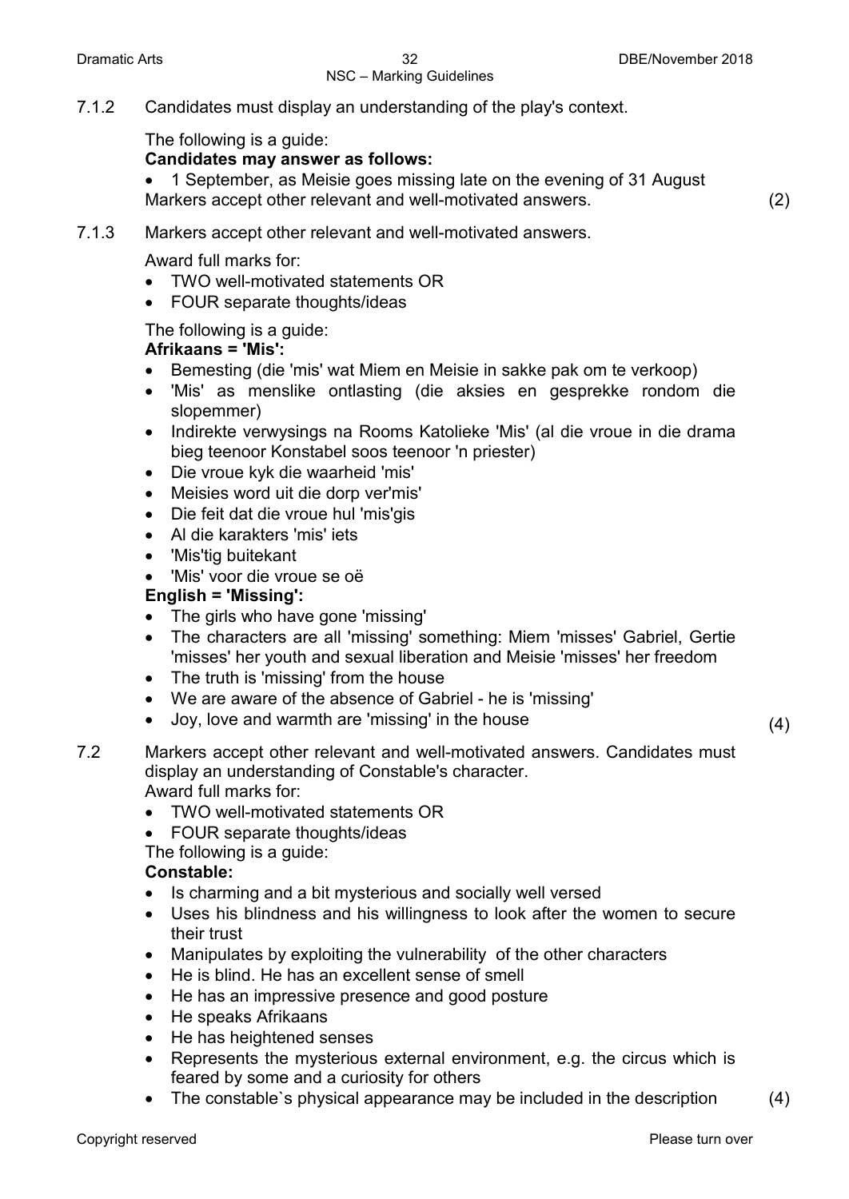7.1.2 Candidates must display an understanding of the play's context.

The following is a guide:

**Candidates may answer as follows:**

- 1 September, as Meisie goes missing late on the evening of 31 August

Markers accept other relevant and well-motivated answers. (2)

7.1.3 Markers accept other relevant and well-motivated answers.

Award full marks for:

- TWO well-motivated statements OR
- FOUR separate thoughts/ideas

The following is a guide:

**Afrikaans = 'Mis':**

- Bemesting (die 'mis' wat Miem en Meisie in sakke pak om te verkoop)
- 'Mis' as menslike ontlasting (die aksies en gesprekke rondom die slopemmer)
- Indirekte verwysings na Rooms Katolieke 'Mis' (al die vroue in die drama bieg teenoor Konstabel soos teenoor 'n priester)
- Die vroue kyk die waarheid 'mis'
- Meisies word uit die dorp ver'mis'
- Die feit dat die vroue hul 'mis'gis
- Al die karakters 'mis' iets
- 'Mis'tig buitekant
- 'Mis' voor die vroue se oë

**English = 'Missing':**

- The girls who have gone 'missing'
- The characters are all 'missing' something: Miem 'misses' Gabriel, Gertie 'misses' her youth and sexual liberation and Meisie 'misses' her freedom
- The truth is 'missing' from the house
- We are aware of the absence of Gabriel - he is 'missing'
- Joy, love and warmth are 'missing' in the house

(4)

7.2 Markers accept other relevant and well-motivated answers. Candidates must display an understanding of Constable's character.

Award full marks for:

- TWO well-motivated statements OR
- FOUR separate thoughts/ideas

The following is a guide:

**Constable:**

- Is charming and a bit mysterious and socially well versed
- Uses his blindness and his willingness to look after the women to secure their trust
- Manipulates by exploiting the vulnerability of the other characters
- He is blind. He has an excellent sense of smell
- He has an impressive presence and good posture
- He speaks Afrikaans
- He has heightened senses
- Represents the mysterious external environment, e.g. the circus which is feared by some and a curiosity for others
- The constable`s physical appearance may be included in the description

(4)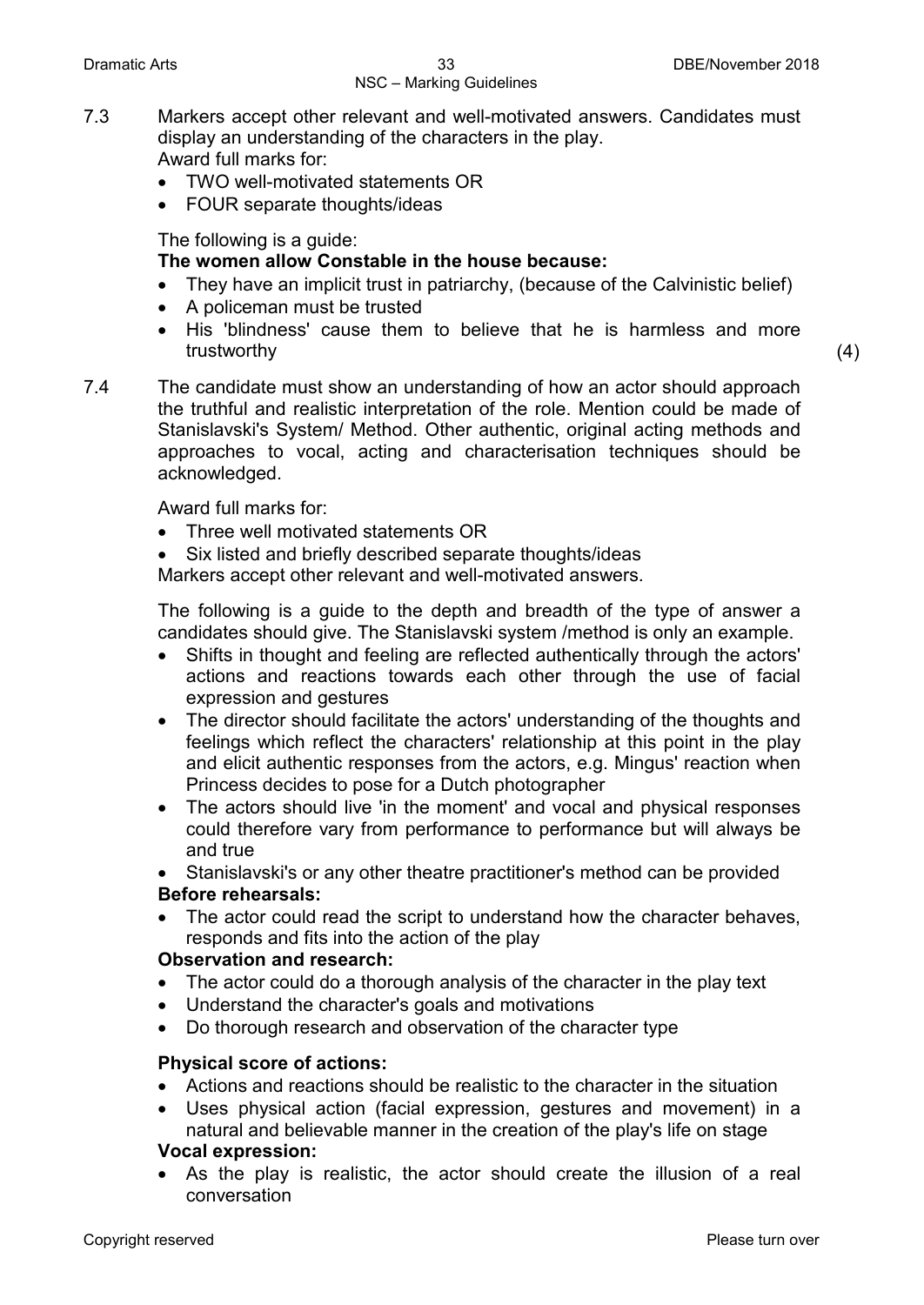7.3 Markers accept other relevant and well-motivated answers. Candidates must display an understanding of the characters in the play.
Award full marks for:

- TWO well-motivated statements OR
- FOUR separate thoughts/ideas

The following is a guide:
**The women allow Constable in the house because:**

- They have an implicit trust in patriarchy, (because of the Calvinistic belief)
- A policeman must be trusted
- His 'blindness' cause them to believe that he is harmless and more trustworthy (4)

7.4 The candidate must show an understanding of how an actor should approach the truthful and realistic interpretation of the role. Mention could be made of Stanislavski's System/ Method. Other authentic, original acting methods and approaches to vocal, acting and characterisation techniques should be acknowledged.

Award full marks for:

- Three well motivated statements OR
- Six listed and briefly described separate thoughts/ideas

Markers accept other relevant and well-motivated answers.

The following is a guide to the depth and breadth of the type of answer a candidates should give. The Stanislavski system /method is only an example.

- Shifts in thought and feeling are reflected authentically through the actors' actions and reactions towards each other through the use of facial expression and gestures
- The director should facilitate the actors' understanding of the thoughts and feelings which reflect the characters' relationship at this point in the play and elicit authentic responses from the actors, e.g. Mingus' reaction when Princess decides to pose for a Dutch photographer
- The actors should live 'in the moment' and vocal and physical responses could therefore vary from performance to performance but will always be and true
- Stanislavski's or any other theatre practitioner's method can be provided

**Before rehearsals:**

- The actor could read the script to understand how the character behaves, responds and fits into the action of the play

**Observation and research:**

- The actor could do a thorough analysis of the character in the play text
- Understand the character's goals and motivations
- Do thorough research and observation of the character type

**Physical score of actions:**

- Actions and reactions should be realistic to the character in the situation
- Uses physical action (facial expression, gestures and movement) in a natural and believable manner in the creation of the play's life on stage

**Vocal expression:**

- As the play is realistic, the actor should create the illusion of a real conversation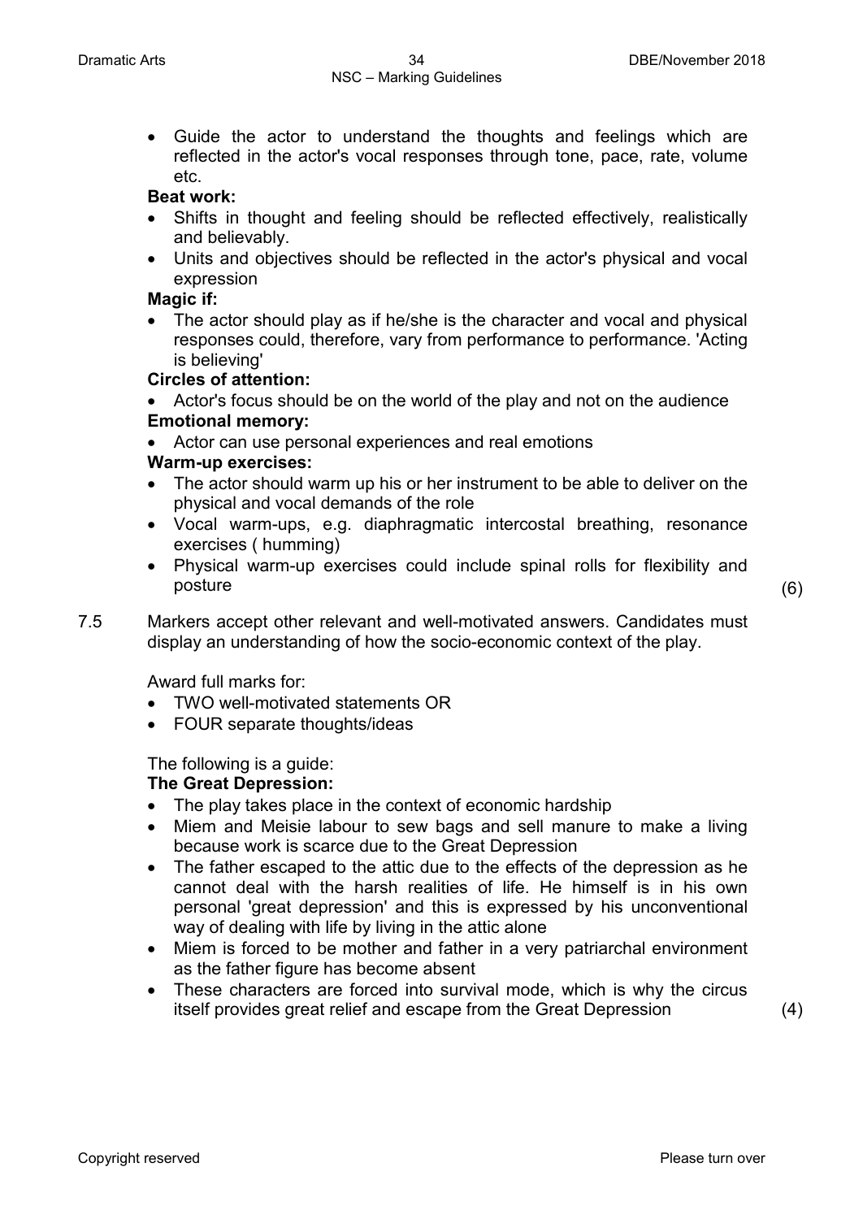- Guide the actor to understand the thoughts and feelings which are reflected in the actor's vocal responses through tone, pace, rate, volume etc.

**Beat work:**

- Shifts in thought and feeling should be reflected effectively, realistically and believably.
- Units and objectives should be reflected in the actor's physical and vocal expression

**Magic if:**

- The actor should play as if he/she is the character and vocal and physical responses could, therefore, vary from performance to performance. 'Acting is believing'

**Circles of attention:**

- Actor's focus should be on the world of the play and not on the audience

**Emotional memory:**

- Actor can use personal experiences and real emotions

**Warm-up exercises:**

- The actor should warm up his or her instrument to be able to deliver on the physical and vocal demands of the role
- Vocal warm-ups, e.g. diaphragmatic intercostal breathing, resonance exercises ( humming)
- Physical warm-up exercises could include spinal rolls for flexibility and posture (6)

7.5 Markers accept other relevant and well-motivated answers. Candidates must display an understanding of how the socio-economic context of the play.

Award full marks for:

- TWO well-motivated statements OR
- FOUR separate thoughts/ideas

The following is a guide:

**The Great Depression:**

- The play takes place in the context of economic hardship
- Miem and Meisie labour to sew bags and sell manure to make a living because work is scarce due to the Great Depression
- The father escaped to the attic due to the effects of the depression as he cannot deal with the harsh realities of life. He himself is in his own personal 'great depression' and this is expressed by his unconventional way of dealing with life by living in the attic alone
- Miem is forced to be mother and father in a very patriarchal environment as the father figure has become absent
- These characters are forced into survival mode, which is why the circus itself provides great relief and escape from the Great Depression (4)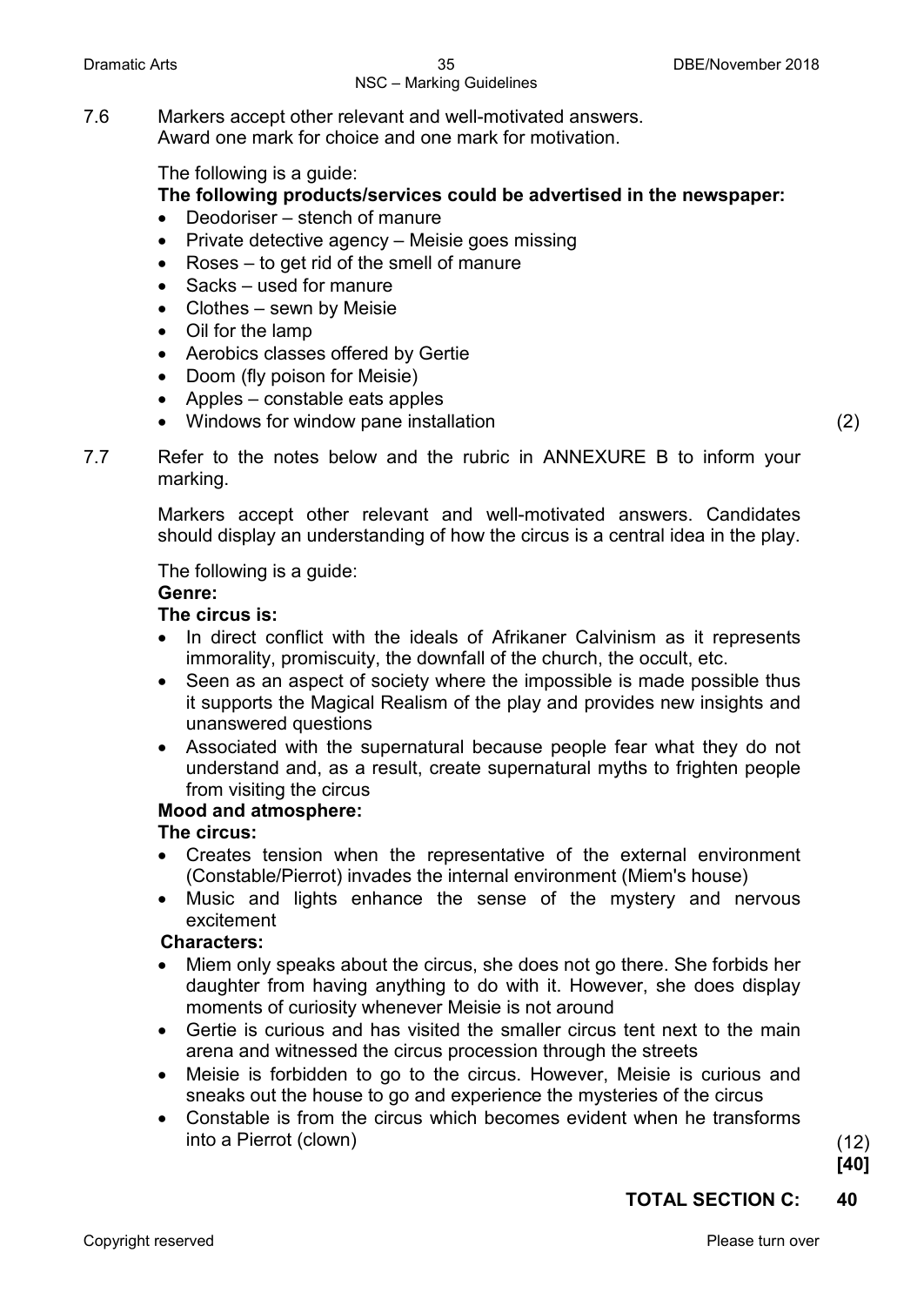7.6 Markers accept other relevant and well-motivated answers. Award one mark for choice and one mark for motivation.

The following is a guide:

**The following products/services could be advertised in the newspaper:**

- Deodoriser – stench of manure
- Private detective agency – Meisie goes missing
- Roses – to get rid of the smell of manure
- Sacks – used for manure
- Clothes – sewn by Meisie
- Oil for the lamp
- Aerobics classes offered by Gertie
- Doom (fly poison for Meisie)
- Apples – constable eats apples
- Windows for window pane installation

(2)

7.7 Refer to the notes below and the rubric in ANNEXURE B to inform your marking.

Markers accept other relevant and well-motivated answers. Candidates should display an understanding of how the circus is a central idea in the play.

The following is a guide:

**Genre:**

**The circus is:**

- In direct conflict with the ideals of Afrikaner Calvinism as it represents immorality, promiscuity, the downfall of the church, the occult, etc.
- Seen as an aspect of society where the impossible is made possible thus it supports the Magical Realism of the play and provides new insights and unanswered questions
- Associated with the supernatural because people fear what they do not understand and, as a result, create supernatural myths to frighten people from visiting the circus

**Mood and atmosphere:**

**The circus:**

- Creates tension when the representative of the external environment (Constable/Pierrot) invades the internal environment (Miem's house)
- Music and lights enhance the sense of the mystery and nervous excitement

**Characters:**

- Miem only speaks about the circus, she does not go there. She forbids her daughter from having anything to do with it. However, she does display moments of curiosity whenever Meisie is not around
- Gertie is curious and has visited the smaller circus tent next to the main arena and witnessed the circus procession through the streets
- Meisie is forbidden to go to the circus. However, Meisie is curious and sneaks out the house to go and experience the mysteries of the circus
- Constable is from the circus which becomes evident when he transforms into a Pierrot (clown)

(12)
**[40]**

**TOTAL SECTION C: 40**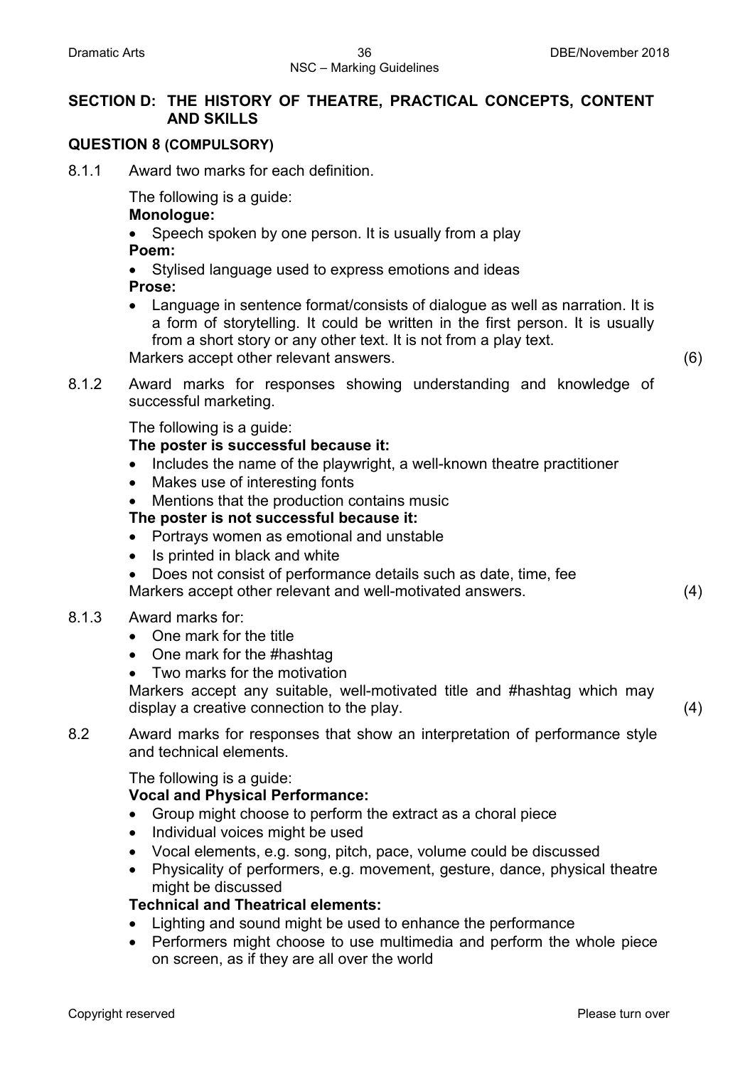## SECTION D: THE HISTORY OF THEATRE, PRACTICAL CONCEPTS, CONTENT AND SKILLS

### QUESTION 8 (COMPULSORY)

8.1.1 Award two marks for each definition.

The following is a guide:

**Monologue:**

- Speech spoken by one person. It is usually from a play

**Poem:**

- Stylised language used to express emotions and ideas

**Prose:**

- Language in sentence format/consists of dialogue as well as narration. It is a form of storytelling. It could be written in the first person. It is usually from a short story or any other text. It is not from a play text.

Markers accept other relevant answers. (6)

8.1.2 Award marks for responses showing understanding and knowledge of successful marketing.

The following is a guide:

**The poster is successful because it:**

- Includes the name of the playwright, a well-known theatre practitioner
- Makes use of interesting fonts
- Mentions that the production contains music

**The poster is not successful because it:**

- Portrays women as emotional and unstable
- Is printed in black and white
- Does not consist of performance details such as date, time, fee

Markers accept other relevant and well-motivated answers. (4)

8.1.3 Award marks for:

- One mark for the title
- One mark for the #hashtag
- Two marks for the motivation

Markers accept any suitable, well-motivated title and #hashtag which may display a creative connection to the play. (4)

8.2 Award marks for responses that show an interpretation of performance style and technical elements.

The following is a guide:

**Vocal and Physical Performance:**

- Group might choose to perform the extract as a choral piece
- Individual voices might be used
- Vocal elements, e.g. song, pitch, pace, volume could be discussed
- Physicality of performers, e.g. movement, gesture, dance, physical theatre might be discussed

**Technical and Theatrical elements:**

- Lighting and sound might be used to enhance the performance
- Performers might choose to use multimedia and perform the whole piece on screen, as if they are all over the world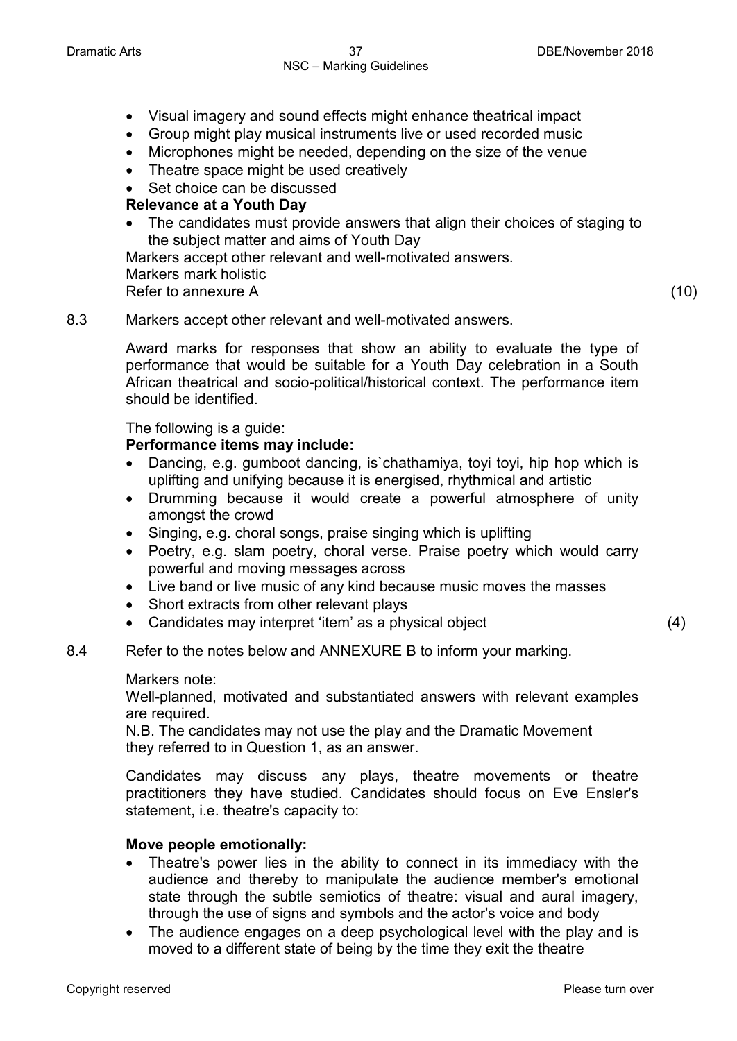- Visual imagery and sound effects might enhance theatrical impact
- Group might play musical instruments live or used recorded music
- Microphones might be needed, depending on the size of the venue
- Theatre space might be used creatively
- Set choice can be discussed

**Relevance at a Youth Day**

- The candidates must provide answers that align their choices of staging to the subject matter and aims of Youth Day

Markers accept other relevant and well-motivated answers.
Markers mark holistic
Refer to annexure A (10)

8.3 Markers accept other relevant and well-motivated answers.

Award marks for responses that show an ability to evaluate the type of performance that would be suitable for a Youth Day celebration in a South African theatrical and socio-political/historical context. The performance item should be identified.

The following is a guide:

**Performance items may include:**

- Dancing, e.g. gumboot dancing, is`chathamiya, toyi toyi, hip hop which is uplifting and unifying because it is energised, rhythmical and artistic
- Drumming because it would create a powerful atmosphere of unity amongst the crowd
- Singing, e.g. choral songs, praise singing which is uplifting
- Poetry, e.g. slam poetry, choral verse. Praise poetry which would carry powerful and moving messages across
- Live band or live music of any kind because music moves the masses
- Short extracts from other relevant plays
- Candidates may interpret 'item' as a physical object (4)

8.4 Refer to the notes below and ANNEXURE B to inform your marking.

Markers note:
Well-planned, motivated and substantiated answers with relevant examples are required.
N.B. The candidates may not use the play and the Dramatic Movement they referred to in Question 1, as an answer.

Candidates may discuss any plays, theatre movements or theatre practitioners they have studied. Candidates should focus on Eve Ensler's statement, i.e. theatre's capacity to:

**Move people emotionally:**

- Theatre's power lies in the ability to connect in its immediacy with the audience and thereby to manipulate the audience member's emotional state through the subtle semiotics of theatre: visual and aural imagery, through the use of signs and symbols and the actor's voice and body
- The audience engages on a deep psychological level with the play and is moved to a different state of being by the time they exit the theatre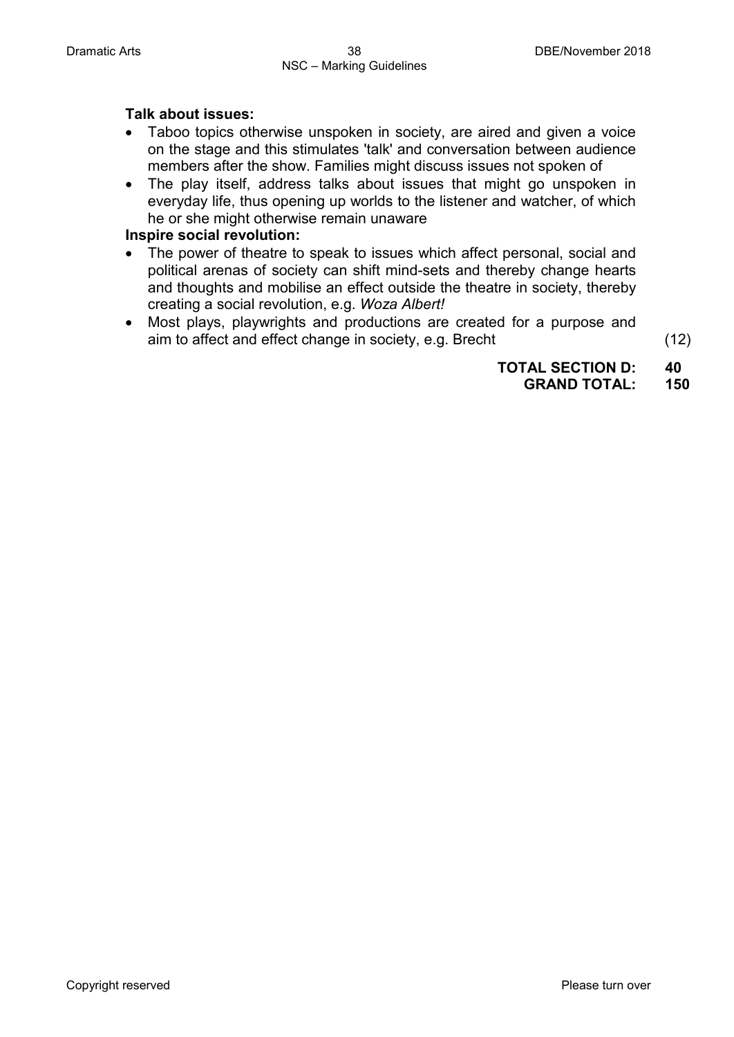**Talk about issues:**

- Taboo topics otherwise unspoken in society, are aired and given a voice on the stage and this stimulates 'talk' and conversation between audience members after the show. Families might discuss issues not spoken of
- The play itself, address talks about issues that might go unspoken in everyday life, thus opening up worlds to the listener and watcher, of which he or she might otherwise remain unaware

**Inspire social revolution:**

- The power of theatre to speak to issues which affect personal, social and political arenas of society can shift mind-sets and thereby change hearts and thoughts and mobilise an effect outside the theatre in society, thereby creating a social revolution, e.g. *Woza Albert!*
- Most plays, playwrights and productions are created for a purpose and aim to affect and effect change in society, e.g. Brecht (12)

**TOTAL SECTION D: 40**

**GRAND TOTAL: 150**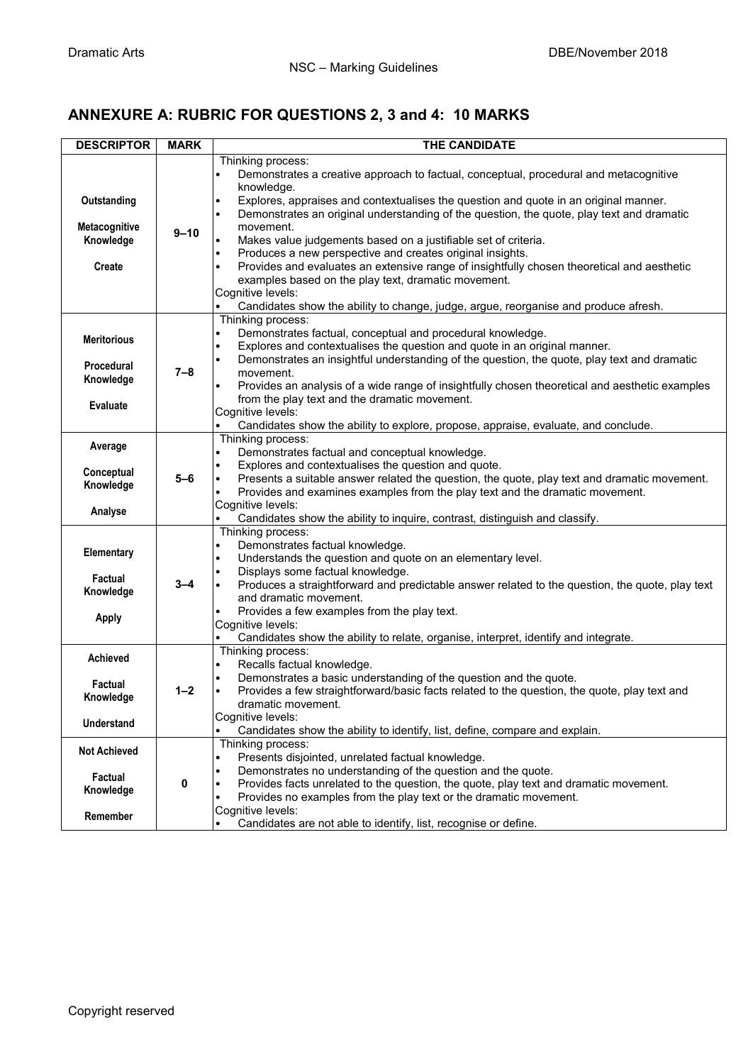## ANNEXURE A: RUBRIC FOR QUESTIONS 2, 3 and 4: 10 MARKS

| DESCRIPTOR | MARK | THE CANDIDATE |
|---|---|---|
| **Outstanding**<br><br>**Metacognitive Knowledge**<br><br>**Create** | **9–10** | Thinking process:<br>• Demonstrates a creative approach to factual, conceptual, procedural and metacognitive knowledge.<br>• Explores, appraises and contextualises the question and quote in an original manner.<br>• Demonstrates an original understanding of the question, the quote, play text and dramatic movement.<br>• Makes value judgements based on a justifiable set of criteria.<br>• Produces a new perspective and creates original insights.<br>• Provides and evaluates an extensive range of insightfully chosen theoretical and aesthetic examples based on the play text, dramatic movement.<br>Cognitive levels:<br>• Candidates show the ability to change, judge, argue, reorganise and produce afresh. |
| **Meritorious**<br><br>**Procedural Knowledge**<br><br>**Evaluate** | **7–8** | Thinking process:<br>• Demonstrates factual, conceptual and procedural knowledge.<br>• Explores and contextualises the question and quote in an original manner.<br>• Demonstrates an insightful understanding of the question, the quote, play text and dramatic movement.<br>• Provides an analysis of a wide range of insightfully chosen theoretical and aesthetic examples from the play text and the dramatic movement.<br>Cognitive levels:<br>• Candidates show the ability to explore, propose, appraise, evaluate, and conclude. |
| **Average**<br><br>**Conceptual Knowledge**<br><br>**Analyse** | **5–6** | Thinking process:<br>• Demonstrates factual and conceptual knowledge.<br>• Explores and contextualises the question and quote.<br>• Presents a suitable answer related the question, the quote, play text and dramatic movement.<br>• Provides and examines examples from the play text and the dramatic movement.<br>Cognitive levels:<br>• Candidates show the ability to inquire, contrast, distinguish and classify. |
| **Elementary**<br><br>**Factual Knowledge**<br><br>**Apply** | **3–4** | Thinking process:<br>• Demonstrates factual knowledge.<br>• Understands the question and quote on an elementary level.<br>• Displays some factual knowledge.<br>• Produces a straightforward and predictable answer related to the question, the quote, play text and dramatic movement.<br>• Provides a few examples from the play text.<br>Cognitive levels:<br>• Candidates show the ability to relate, organise, interpret, identify and integrate. |
| **Achieved**<br><br>**Factual Knowledge**<br><br>**Understand** | **1–2** | Thinking process:<br>• Recalls factual knowledge.<br>• Demonstrates a basic understanding of the question and the quote.<br>• Provides a few straightforward/basic facts related to the question, the quote, play text and dramatic movement.<br>Cognitive levels:<br>• Candidates show the ability to identify, list, define, compare and explain. |
| **Not Achieved**<br><br>**Factual Knowledge**<br><br>**Remember** | **0** | Thinking process:<br>• Presents disjointed, unrelated factual knowledge.<br>• Demonstrates no understanding of the question and the quote.<br>• Provides facts unrelated to the question, the quote, play text and dramatic movement.<br>• Provides no examples from the play text or the dramatic movement.<br>Cognitive levels:<br>• Candidates are not able to identify, list, recognise or define. |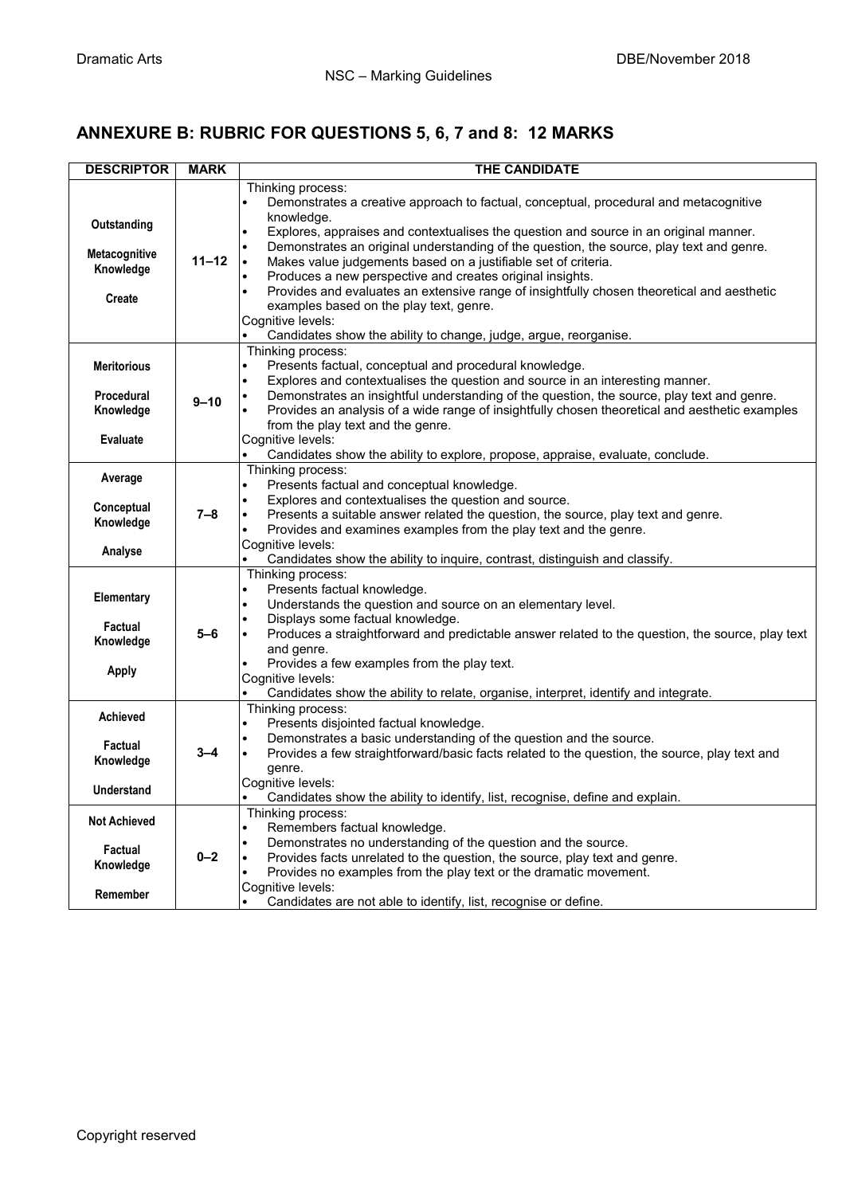## ANNEXURE B: RUBRIC FOR QUESTIONS 5, 6, 7 and 8: 12 MARKS

| DESCRIPTOR | MARK | THE CANDIDATE |
|---|---|---|
| **Outstanding**<br><br>**Metacognitive Knowledge**<br><br>**Create** | **11–12** | Thinking process:<br>• Demonstrates a creative approach to factual, conceptual, procedural and metacognitive knowledge.<br>• Explores, appraises and contextualises the question and source in an original manner.<br>• Demonstrates an original understanding of the question, the source, play text and genre.<br>• Makes value judgements based on a justifiable set of criteria.<br>• Produces a new perspective and creates original insights.<br>• Provides and evaluates an extensive range of insightfully chosen theoretical and aesthetic examples based on the play text, genre.<br>Cognitive levels:<br>• Candidates show the ability to change, judge, argue, reorganise. |
| **Meritorious**<br><br>**Procedural Knowledge**<br><br>**Evaluate** | **9–10** | Thinking process:<br>• Presents factual, conceptual and procedural knowledge.<br>• Explores and contextualises the question and source in an interesting manner.<br>• Demonstrates an insightful understanding of the question, the source, play text and genre.<br>• Provides an analysis of a wide range of insightfully chosen theoretical and aesthetic examples from the play text and the genre.<br>Cognitive levels:<br>• Candidates show the ability to explore, propose, appraise, evaluate, conclude. |
| **Average**<br><br>**Conceptual Knowledge**<br><br>**Analyse** | **7–8** | Thinking process:<br>• Presents factual and conceptual knowledge.<br>• Explores and contextualises the question and source.<br>• Presents a suitable answer related the question, the source, play text and genre.<br>• Provides and examines examples from the play text and the genre.<br>Cognitive levels:<br>• Candidates show the ability to inquire, contrast, distinguish and classify. |
| **Elementary**<br><br>**Factual Knowledge**<br><br>**Apply** | **5–6** | Thinking process:<br>• Presents factual knowledge.<br>• Understands the question and source on an elementary level.<br>• Displays some factual knowledge.<br>• Produces a straightforward and predictable answer related to the question, the source, play text and genre.<br>• Provides a few examples from the play text.<br>Cognitive levels:<br>• Candidates show the ability to relate, organise, interpret, identify and integrate. |
| **Achieved**<br><br>**Factual Knowledge**<br><br>**Understand** | **3–4** | Thinking process:<br>• Presents disjointed factual knowledge.<br>• Demonstrates a basic understanding of the question and the source.<br>• Provides a few straightforward/basic facts related to the question, the source, play text and genre.<br>Cognitive levels:<br>• Candidates show the ability to identify, list, recognise, define and explain. |
| **Not Achieved**<br><br>**Factual Knowledge**<br><br>**Remember** | **0–2** | Thinking process:<br>• Remembers factual knowledge.<br>• Demonstrates no understanding of the question and the source.<br>• Provides facts unrelated to the question, the source, play text and genre.<br>• Provides no examples from the play text or the dramatic movement.<br>Cognitive levels:<br>• Candidates are not able to identify, list, recognise or define. |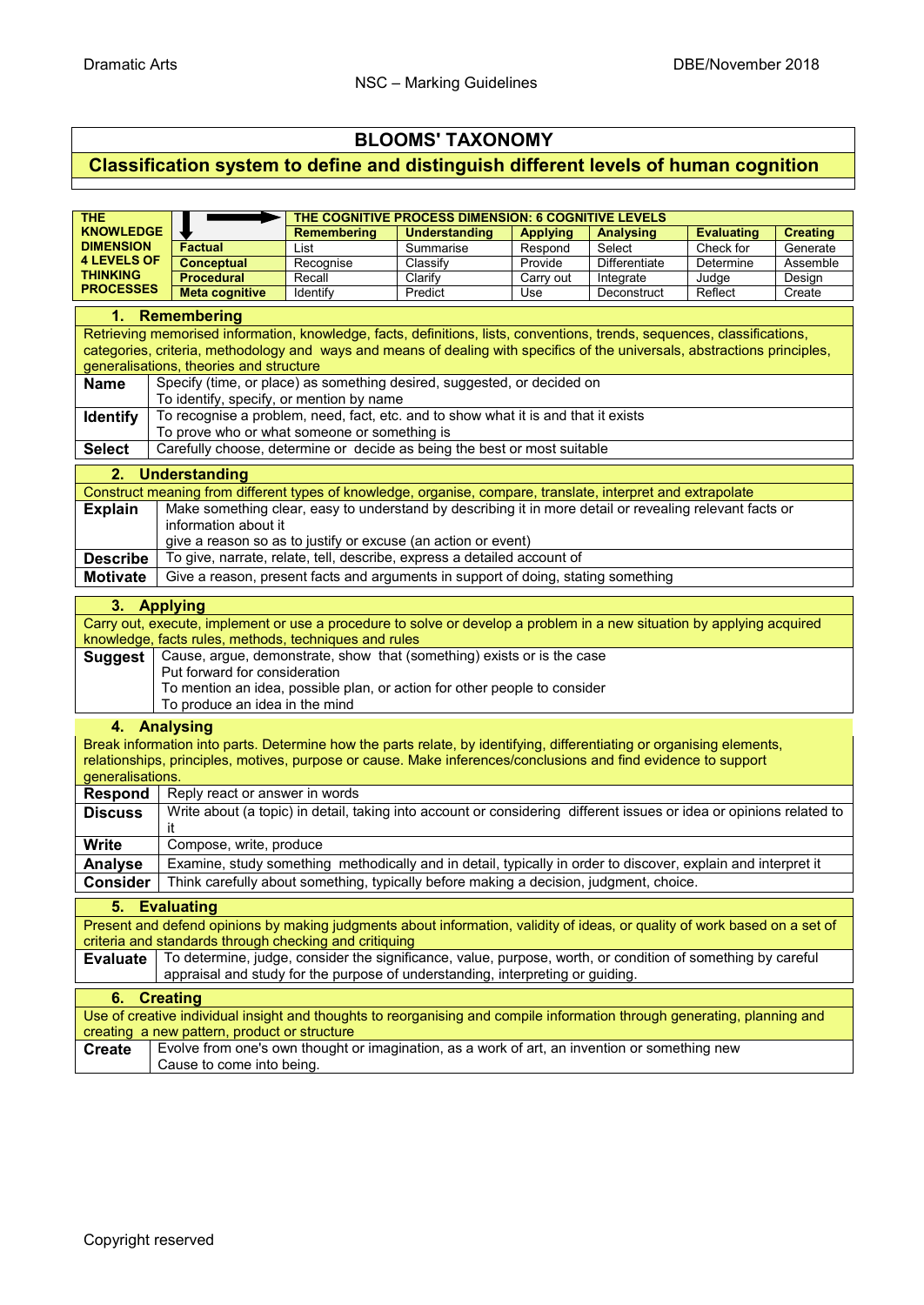# BLOOMS' TAXONOMY

## Classification system to define and distinguish different levels of human cognition

| THE KNOWLEDGE DIMENSION 4 LEVELS OF THINKING PROCESSES | | THE COGNITIVE PROCESS DIMENSION: 6 COGNITIVE LEVELS | | | | | |
|---|---|---|---|---|---|---|---|
| | | Remembering | Understanding | Applying | Analysing | Evaluating | Creating |
| | Factual | List | Summarise | Respond | Select | Check for | Generate |
| | Conceptual | Recognise | Classify | Provide | Differentiate | Determine | Assemble |
| | Procedural | Recall | Clarify | Carry out | Integrate | Judge | Design |
| | Meta cognitive | Identify | Predict | Use | Deconstruct | Reflect | Create |

### 1. Remembering

Retrieving memorised information, knowledge, facts, definitions, lists, conventions, trends, sequences, classifications, categories, criteria, methodology and ways and means of dealing with specifics of the universals, abstractions principles, generalisations, theories and structure

| | |
|---|---|
| **Name** | Specify (time, or place) as something desired, suggested, or decided on<br>To identify, specify, or mention by name |
| **Identify** | To recognise a problem, need, fact, etc. and to show what it is and that it exists<br>To prove who or what someone or something is |
| **Select** | Carefully choose, determine or decide as being the best or most suitable |

### 2. Understanding

Construct meaning from different types of knowledge, organise, compare, translate, interpret and extrapolate

| | |
|---|---|
| **Explain** | Make something clear, easy to understand by describing it in more detail or revealing relevant facts or information about it<br>give a reason so as to justify or excuse (an action or event) |
| **Describe** | To give, narrate, relate, tell, describe, express a detailed account of |
| **Motivate** | Give a reason, present facts and arguments in support of doing, stating something |

### 3. Applying

Carry out, execute, implement or use a procedure to solve or develop a problem in a new situation by applying acquired knowledge, facts rules, methods, techniques and rules

| | |
|---|---|
| **Suggest** | Cause, argue, demonstrate, show that (something) exists or is the case<br>Put forward for consideration<br>To mention an idea, possible plan, or action for other people to consider<br>To produce an idea in the mind |

### 4. Analysing

Break information into parts. Determine how the parts relate, by identifying, differentiating or organising elements, relationships, principles, motives, purpose or cause. Make inferences/conclusions and find evidence to support generalisations.

| | |
|---|---|
| **Respond** | Reply react or answer in words |
| **Discuss** | Write about (a topic) in detail, taking into account or considering different issues or idea or opinions related to it |
| **Write** | Compose, write, produce |
| **Analyse** | Examine, study something methodically and in detail, typically in order to discover, explain and interpret it |
| **Consider** | Think carefully about something, typically before making a decision, judgment, choice. |

### 5. Evaluating

Present and defend opinions by making judgments about information, validity of ideas, or quality of work based on a set of criteria and standards through checking and critiquing

| | |
|---|---|
| **Evaluate** | To determine, judge, consider the significance, value, purpose, worth, or condition of something by careful appraisal and study for the purpose of understanding, interpreting or guiding. |

### 6. Creating

Use of creative individual insight and thoughts to reorganising and compile information through generating, planning and creating a new pattern, product or structure

| | |
|---|---|
| **Create** | Evolve from one's own thought or imagination, as a work of art, an invention or something new<br>Cause to come into being. |